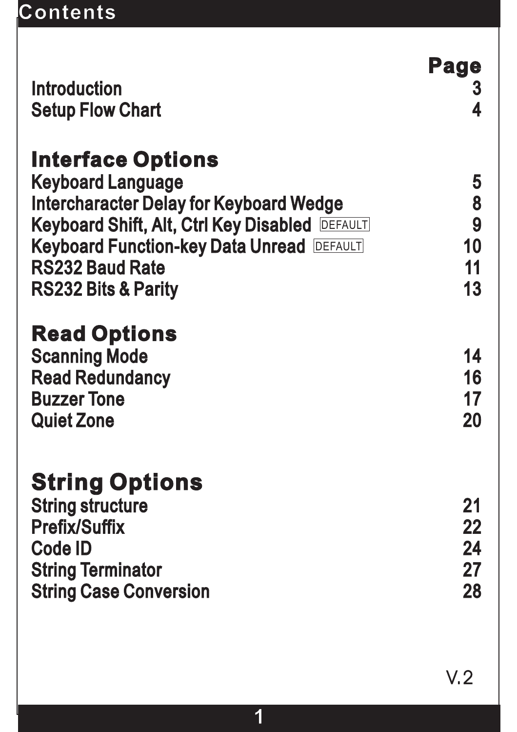# Contents

| | Page |
|---|---|
| Introduction | 3 |
| Setup Flow Chart | 4 |
| **Interface Options** | |
| Keyboard Language | 5 |
| Intercharacter Delay for Keyboard Wedge | 8 |
| Keyboard Shift, Alt, Ctrl Key Disabled DEFAULT | 9 |
| Keyboard Function-key Data Unread DEFAULT | 10 |
| RS232 Baud Rate | 11 |
| RS232 Bits & Parity | 13 |
| **Read Options** | |
| Scanning Mode | 14 |
| Read Redundancy | 16 |
| Buzzer Tone | 17 |
| Quiet Zone | 20 |
| **String Options** | |
| String structure | 21 |
| Prefix/Suffix | 22 |
| Code ID | 24 |
| String Terminator | 27 |
| String Case Conversion | 28 |

V.2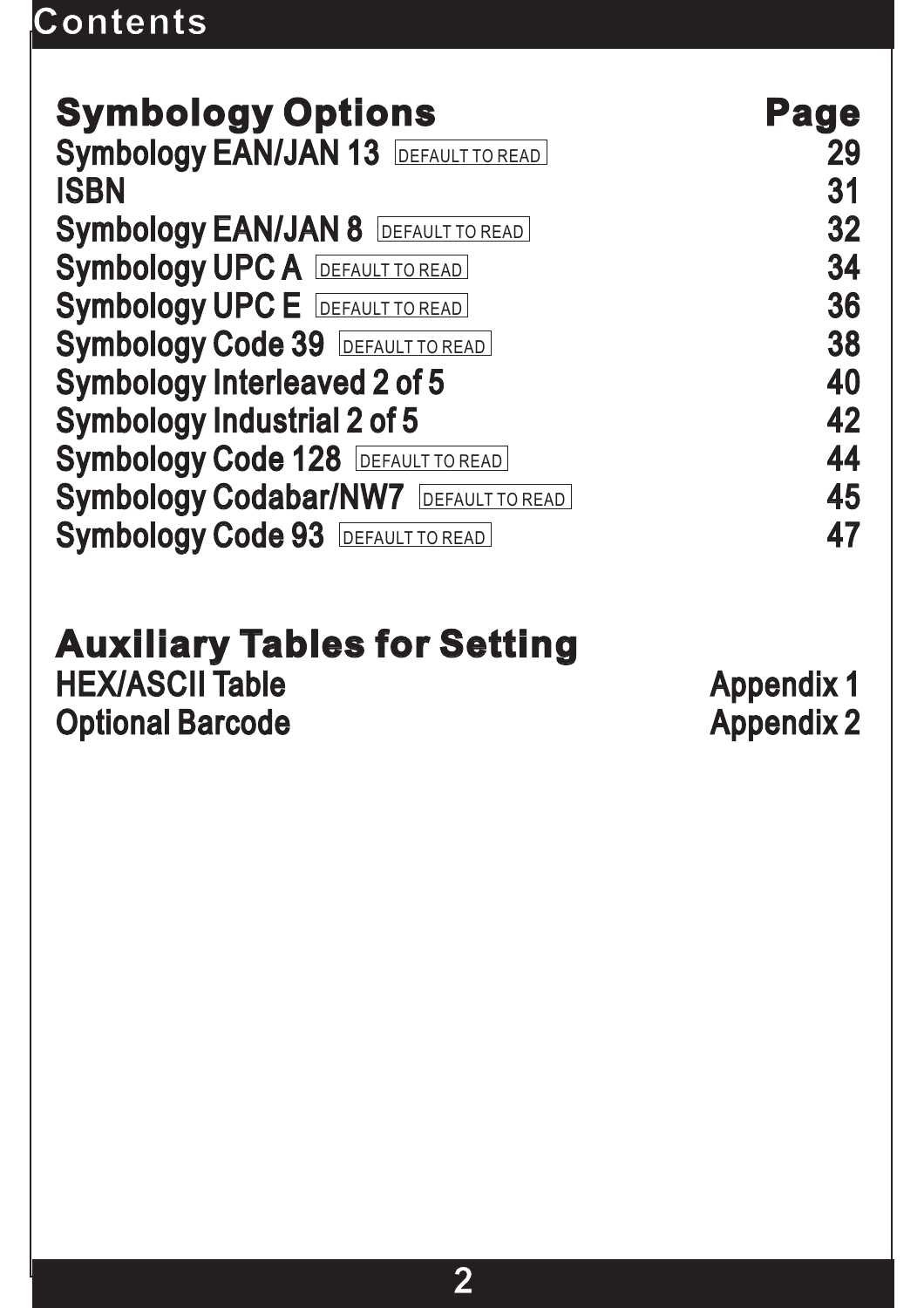# Contents

| Symbology Options | Page |
| --- | --- |
| Symbology EAN/JAN 13 DEFAULT TO READ | 29 |
| ISBN | 31 |
| Symbology EAN/JAN 8 DEFAULT TO READ | 32 |
| Symbology UPC A DEFAULT TO READ | 34 |
| Symbology UPC E DEFAULT TO READ | 36 |
| Symbology Code 39 DEFAULT TO READ | 38 |
| Symbology Interleaved 2 of 5 | 40 |
| Symbology Industrial 2 of 5 | 42 |
| Symbology Code 128 DEFAULT TO READ | 44 |
| Symbology Codabar/NW7 DEFAULT TO READ | 45 |
| Symbology Code 93 DEFAULT TO READ | 47 |

| Auxiliary Tables for Setting | |
| --- | --- |
| HEX/ASCII Table | Appendix 1 |
| Optional Barcode | Appendix 2 |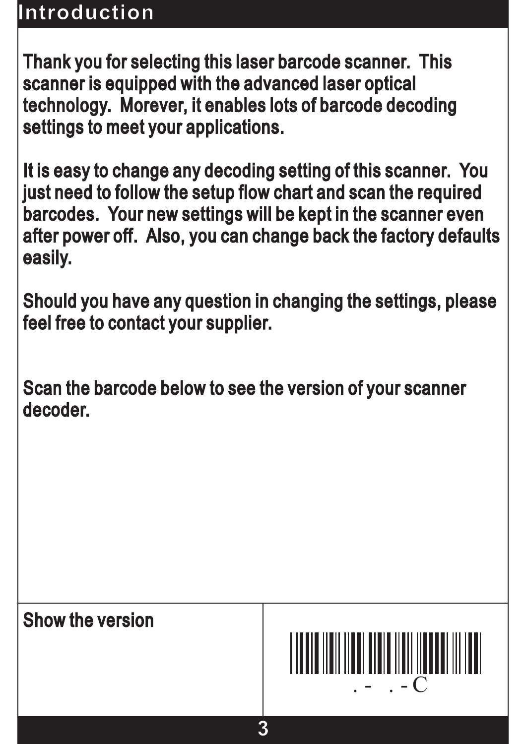# Introduction

Thank you for selecting this laser barcode scanner. This scanner is equipped with the advanced laser optical technology. Morever, it enables lots of barcode decoding settings to meet your applications.

It is easy to change any decoding setting of this scanner. You just need to follow the setup flow chart and scan the required barcodes. Your new settings will be kept in the scanner even after power off. Also, you can change back the factory defaults easily.

Should you have any question in changing the settings, please feel free to contact your supplier.

Scan the barcode below to see the version of your scanner decoder.

| Show the version | . - . - C |
| --- | --- |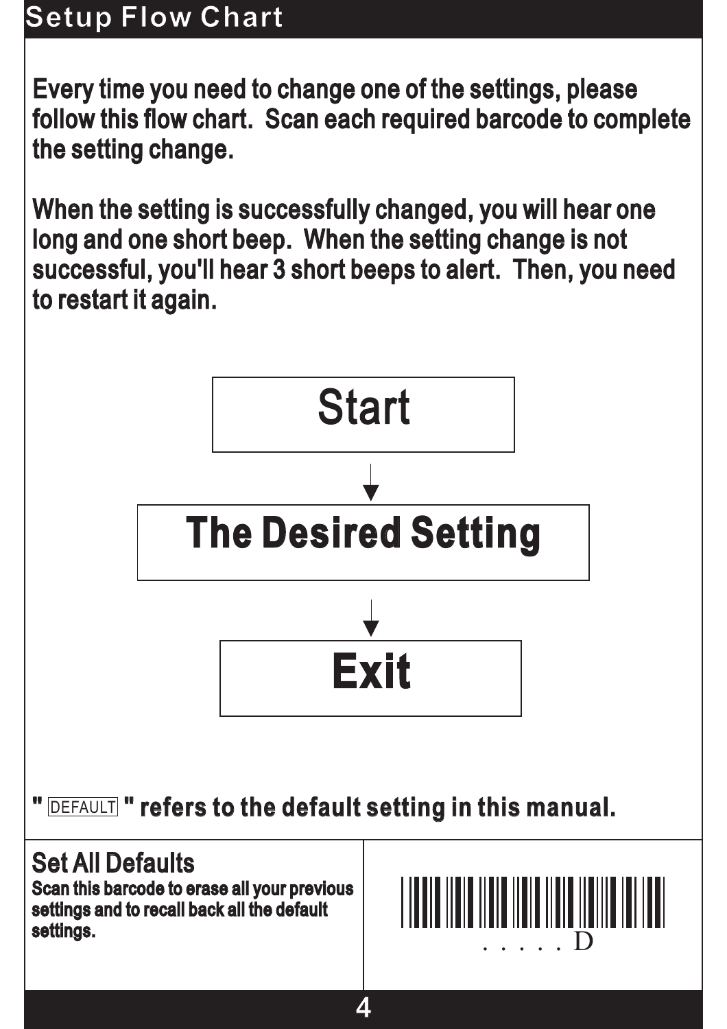# Setup Flow Chart

**Every time you need to change one of the settings, please follow this flow chart. Scan each required barcode to complete the setting change.**

**When the setting is successfully changed, you will hear one long and one short beep. When the setting change is not successful, you'll hear 3 short beeps to alert. Then, you need to restart it again.**

**Start**

↓

**The Desired Setting**

↓

**Exit**

**" DEFAULT " refers to the default setting in this manual.**

| Set All Defaults | |
| --- | --- |
| **Scan this barcode to erase all your previous settings and to recall back all the default settings.** | . . . . . D |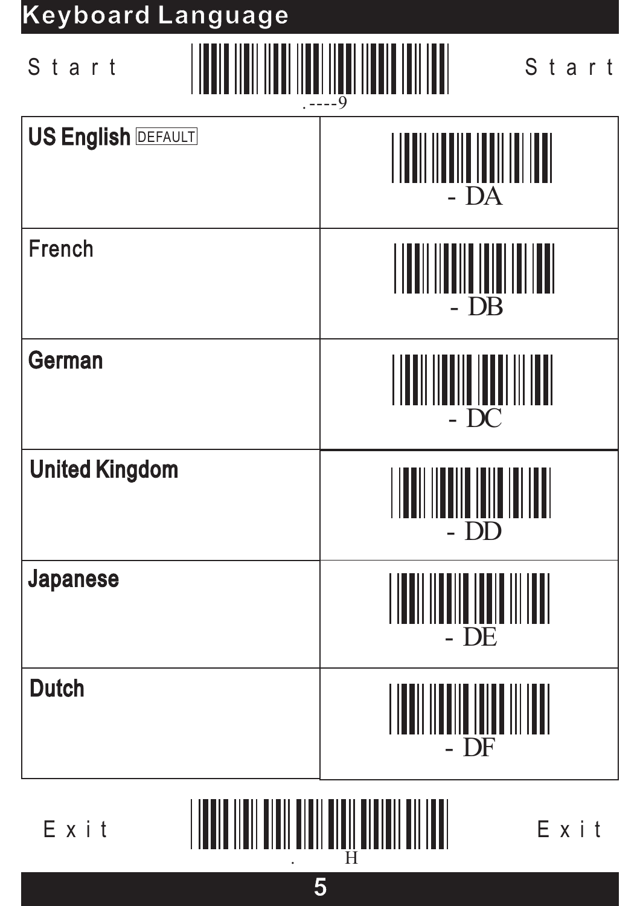# Keyboard Language

Start .----9 Start

| | |
|---|---|
| **US English** DEFAULT | - DA |
| **French** | - DB |
| **German** | - DC |
| **United Kingdom** | - DD |
| **Japanese** | - DE |
| **Dutch** | - DF |

Exit . H Exit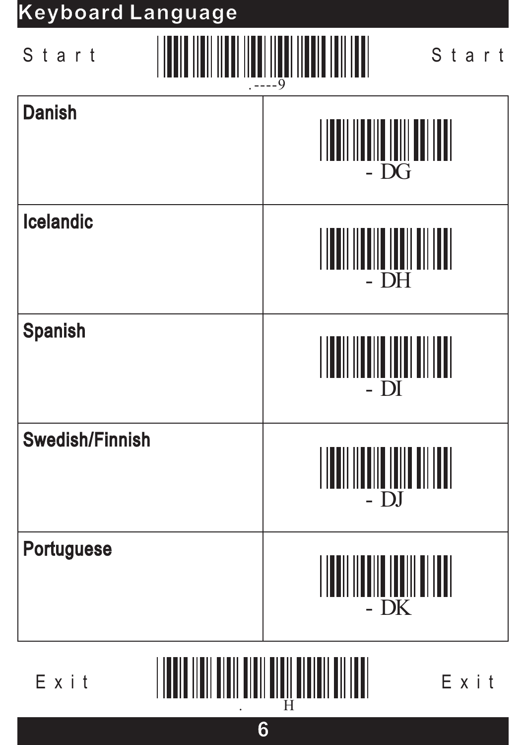# Keyboard Language

Start .----9 Start

| Danish | - DG |
|---|---|
| Icelandic | - DH |
| Spanish | - DI |
| Swedish/Finnish | - DJ |
| Portuguese | - DK |

Exit . H Exit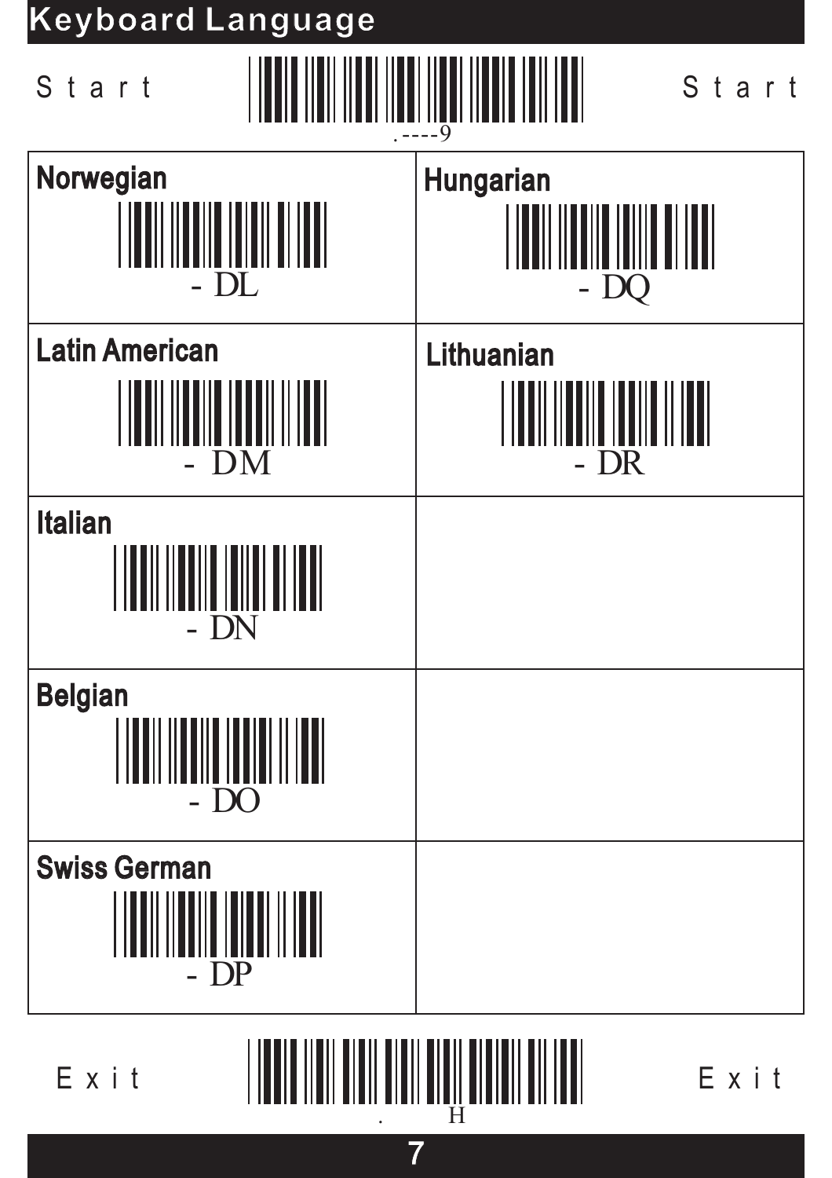# Keyboard Language

Start .----9 Start

| | |
|---|---|
| **Norwegian** - DL | **Hungarian** - DQ |
| **Latin American** - DM | **Lithuanian** - DR |
| **Italian** - DN | |
| **Belgian** - DO | |
| **Swiss German** - DP | |

Exit . H Exit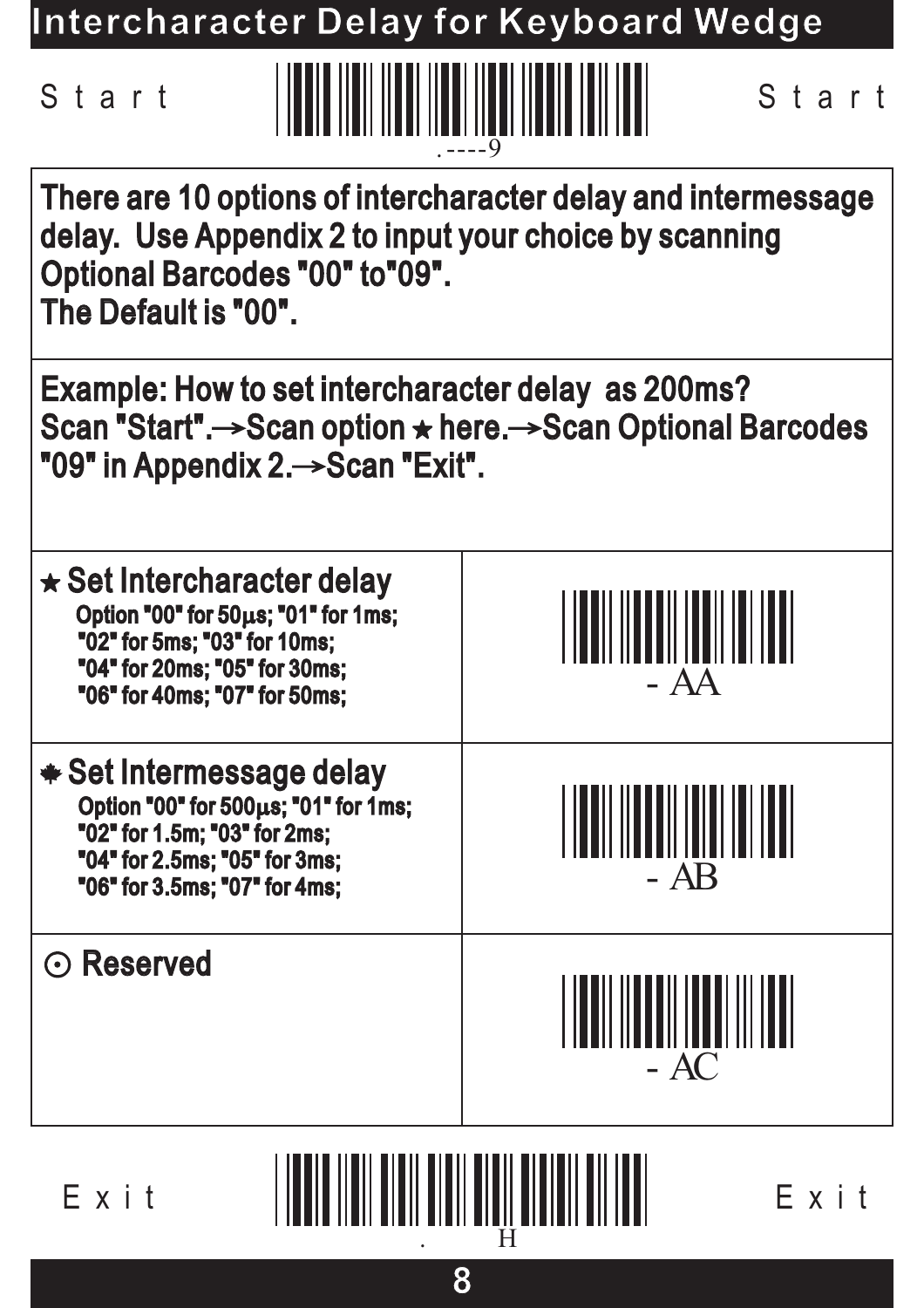# Intercharacter Delay for Keyboard Wedge

Start .----9 Start

There are 10 options of intercharacter delay and intermessage delay. Use Appendix 2 to input your choice by scanning Optional Barcodes "00" to"09".
The Default is "00".

Example: How to set intercharacter delay as 200ms?
Scan "Start".→Scan option ★ here.→Scan Optional Barcodes "09" in Appendix 2.→Scan "Exit".

| | |
|---|---|
| ★ **Set Intercharacter delay**<br>Option "00" for 50μs; "01" for 1ms;<br>"02" for 5ms; "03" for 10ms;<br>"04" for 20ms; "05" for 30ms;<br>"06" for 40ms; "07" for 50ms; | - AA |
| ✸ **Set Intermessage delay**<br>Option "00" for 500μs; "01" for 1ms;<br>"02" for 1.5m; "03" for 2ms;<br>"04" for 2.5ms; "05" for 3ms;<br>"06" for 3.5ms; "07" for 4ms; | - AB |
| ⊙ **Reserved** | - AC |

Exit . H Exit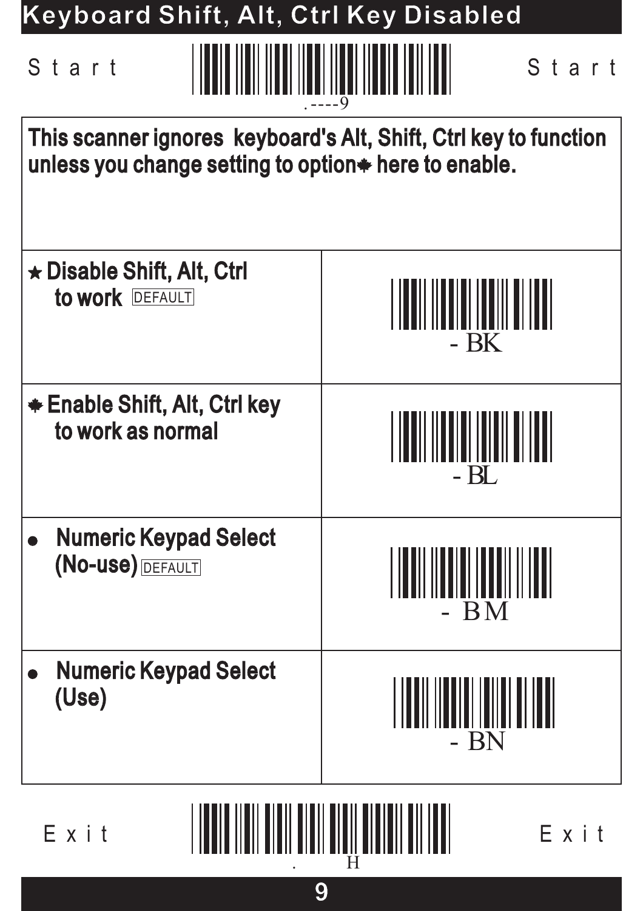# Keyboard Shift, Alt, Ctrl Key Disabled

Start .----9 Start

**This scanner ignores keyboard's Alt, Shift, Ctrl key to function unless you change setting to option✤ here to enable.**

| | |
|---|---|
| ★ **Disable Shift, Alt, Ctrl to work** DEFAULT | - BK |
| ✤ **Enable Shift, Alt, Ctrl key to work as normal** | - BL |
| ● **Numeric Keypad Select (No-use)** DEFAULT | - BM |
| ● **Numeric Keypad Select (Use)** | - BN |

Exit . H Exit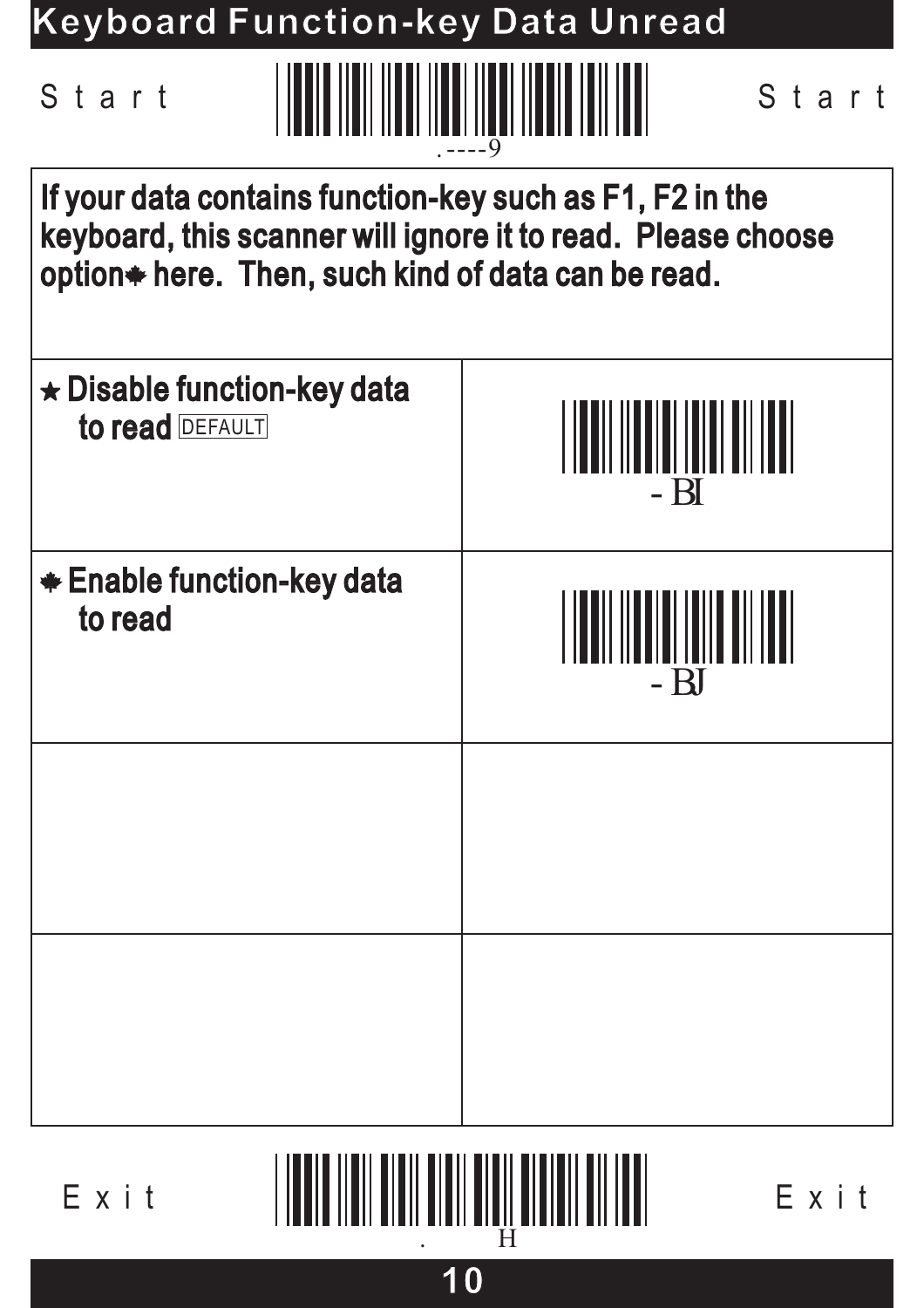# Keyboard Function-key Data Unread

Start .----9 Start

| If your data contains function-key such as F1, F2 in the keyboard, this scanner will ignore it to read. Please choose option✱ here. Then, such kind of data can be read. | |
|---|---|
| ★ Disable function-key data to read DEFAULT | - BI |
| ✱ Enable function-key data to read | - BJ |
| | |
| | |

Exit . H Exit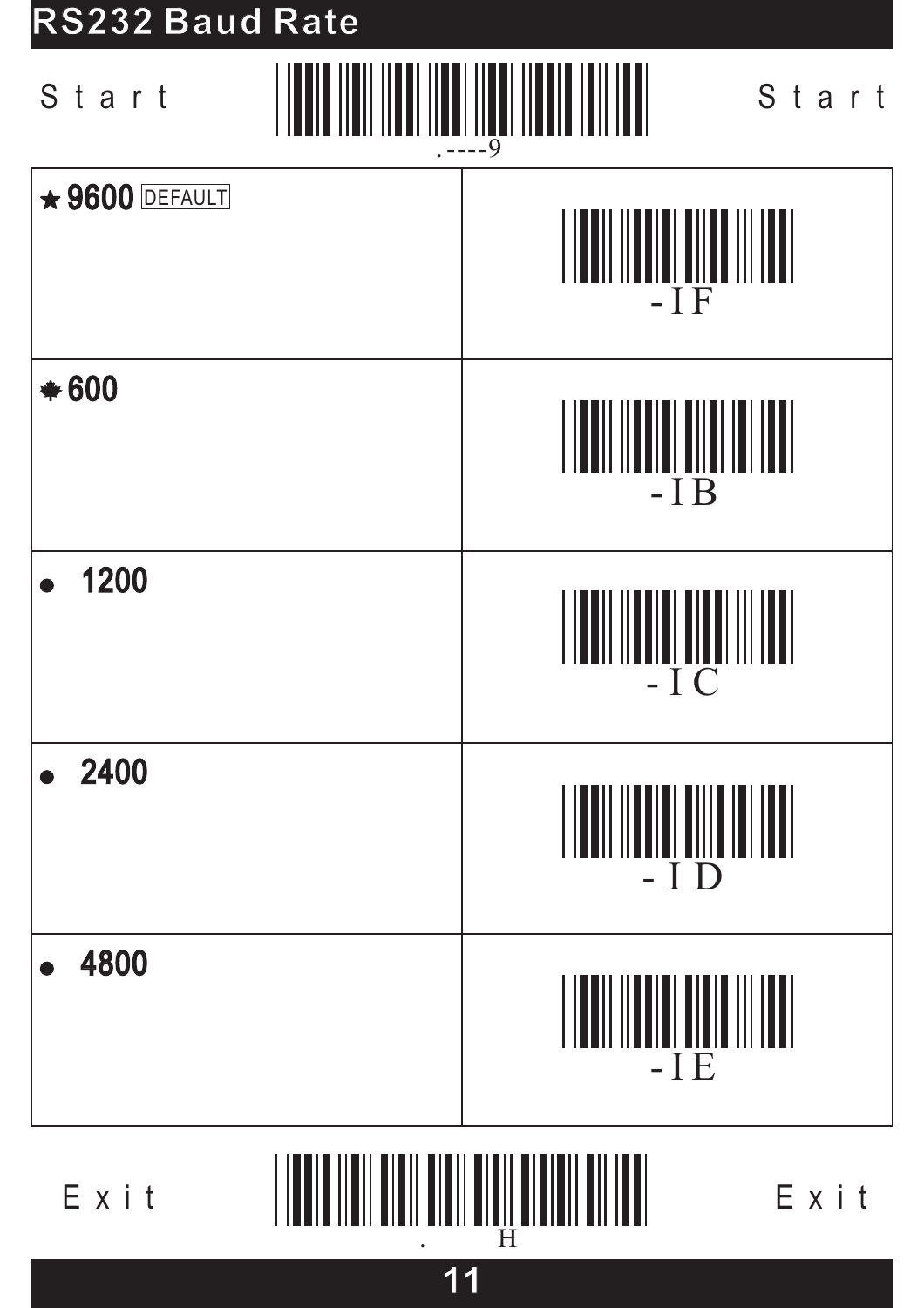# RS232 Baud Rate

Start .----9 Start

| | |
|---|---|
| ★ 9600 DEFAULT | -IF |
| ✤ 600 | -IB |
| ● 1200 | -IC |
| ● 2400 | -ID |
| ● 4800 | -IE |

Exit . H Exit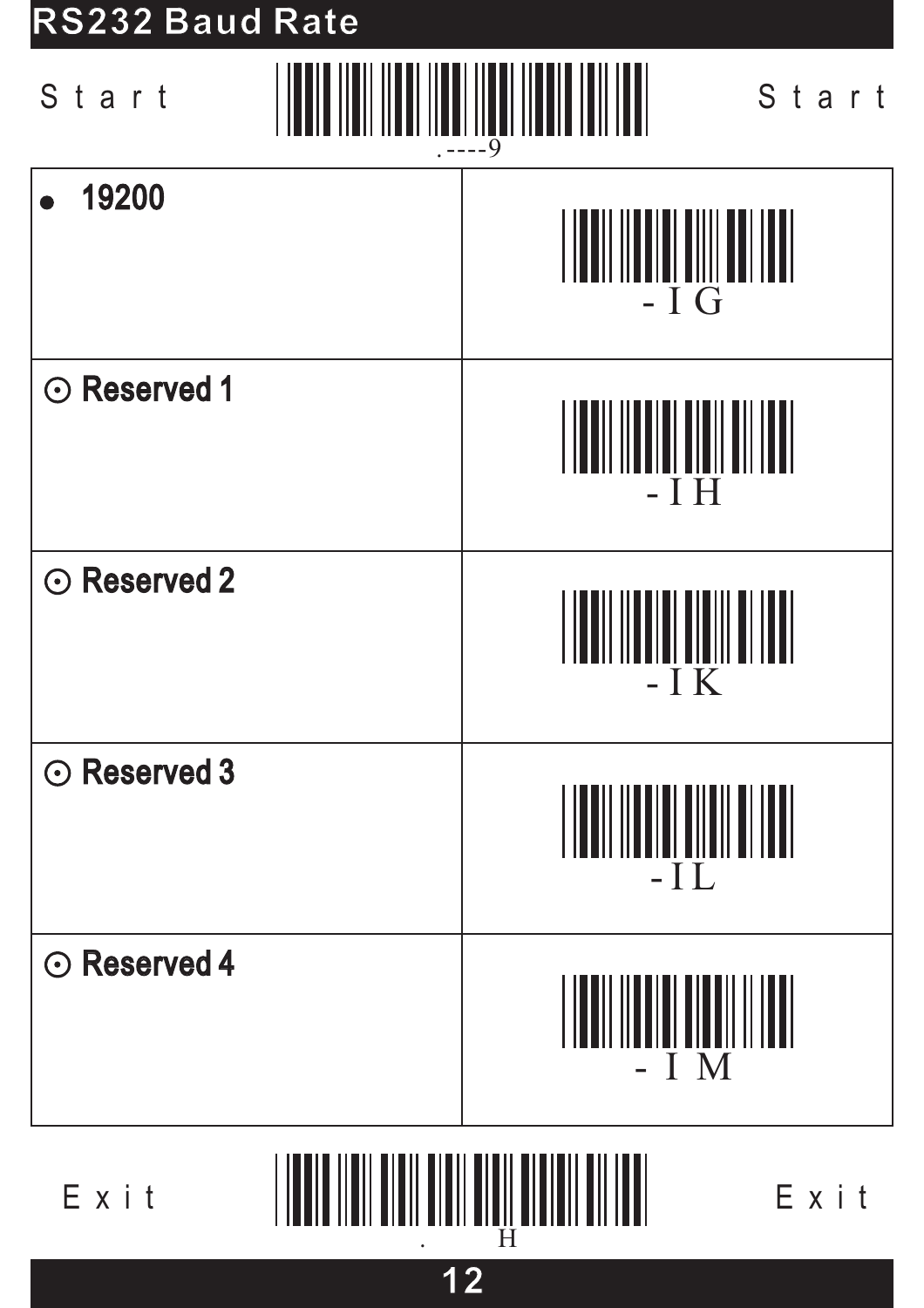# RS232 Baud Rate

Start .----9 Start

| Setting | Barcode |
|---|---|
| ● 19200 | -IG |
| ⊙ Reserved 1 | -IH |
| ⊙ Reserved 2 | -IK |
| ⊙ Reserved 3 | -IL |
| ⊙ Reserved 4 | -IM |

Exit . H Exit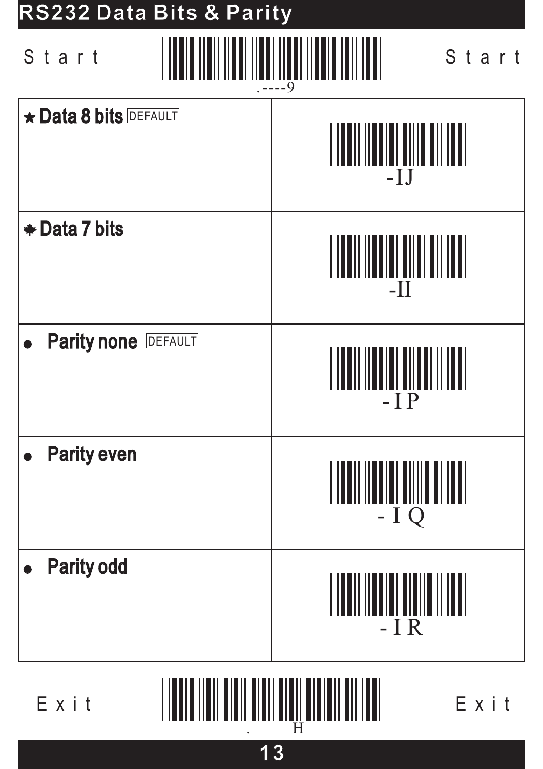# RS232 Data Bits & Parity

Start .----9 Start

| | |
|---|---|
| ★ **Data 8 bits** DEFAULT | -IJ |
| ✱ **Data 7 bits** | -II |
| ● **Parity none** DEFAULT | -IP |
| ● **Parity even** | -IQ |
| ● **Parity odd** | -IR |

Exit . H Exit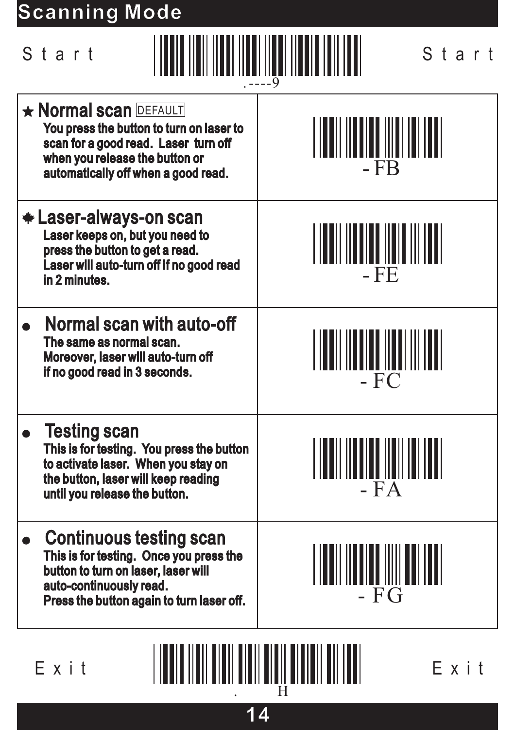# Scanning Mode

Start .----9 Start

| Setting | Barcode |
| --- | --- |
| ★ **Normal scan** DEFAULT<br>You press the button to turn on laser to scan for a good read. Laser turn off when you release the button or automatically off when a good read. | - FB |
| **Laser-always-on scan**<br>Laser keeps on, but you need to press the button to get a read. Laser will auto-turn off if no good read in 2 minutes. | - FE |
| ● **Normal scan with auto-off**<br>The same as normal scan. Moreover, laser will auto-turn off if no good read in 3 seconds. | - FC |
| ● **Testing scan**<br>This is for testing. You press the button to activate laser. When you stay on the button, laser will keep reading until you release the button. | - FA |
| ● **Continuous testing scan**<br>This is for testing. Once you press the button to turn on laser, laser will auto-continuously read. Press the button again to turn laser off. | - FG |

Exit . H Exit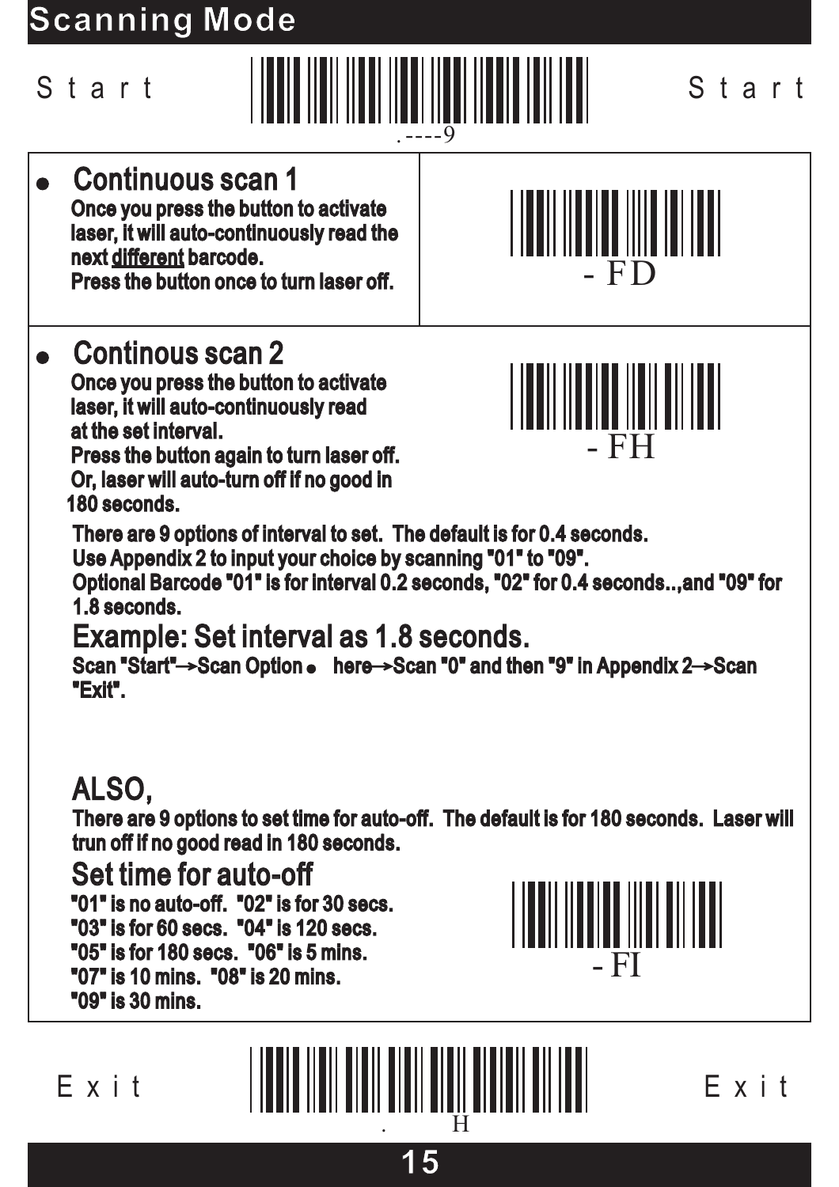# Scanning Mode

Start .----9 Start

- **Continuous scan 1**

  Once you press the button to activate laser, it will auto-continuously read the next different barcode.
  Press the button once to turn laser off.

  - FD

- **Continous scan 2**

  Once you press the button to activate laser, it will auto-continuously read at the set interval.
  Press the button again to turn laser off.
  Or, laser will auto-turn off if no good in 180 seconds.

  - FH

  There are 9 options of interval to set. The default is for 0.4 seconds.
  Use Appendix 2 to input your choice by scanning "01" to "09".
  Optional Barcode "01" is for interval 0.2 seconds, "02" for 0.4 seconds..,and "09" for 1.8 seconds.

## Example: Set interval as 1.8 seconds.

Scan "Start"→Scan Option ● here→Scan "0" and then "9" in Appendix 2→Scan "Exit".

## ALSO,

There are 9 options to set time for auto-off. The default is for 180 seconds. Laser will trun off if no good read in 180 seconds.

## Set time for auto-off

"01" is no auto-off. "02" is for 30 secs.
"03" is for 60 secs. "04" is 120 secs.
"05" is for 180 secs. "06" is 5 mins.
"07" is 10 mins. "08" is 20 mins.
"09" is 30 mins.

- FI

Exit . H Exit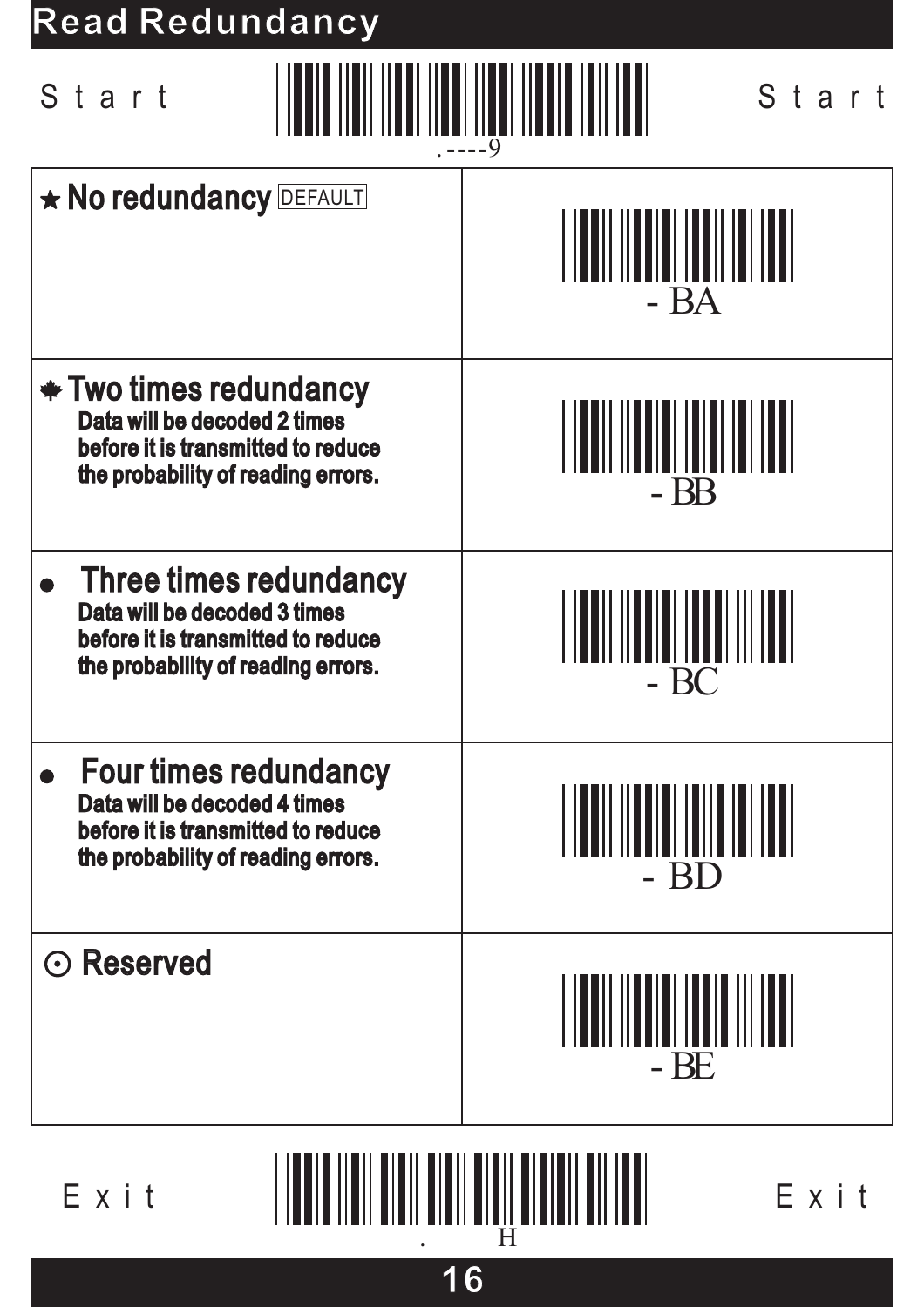# Read Redundancy

Start .----9 Start

| | |
|---|---|
| ★ **No redundancy** DEFAULT | - BA |
| ✱ **Two times redundancy**<br>**Data will be decoded 2 times before it is transmitted to reduce the probability of reading errors.** | - BB |
| ● **Three times redundancy**<br>**Data will be decoded 3 times before it is transmitted to reduce the probability of reading errors.** | - BC |
| ● **Four times redundancy**<br>**Data will be decoded 4 times before it is transmitted to reduce the probability of reading errors.** | - BD |
| ⊙ **Reserved** | - BE |

Exit . H Exit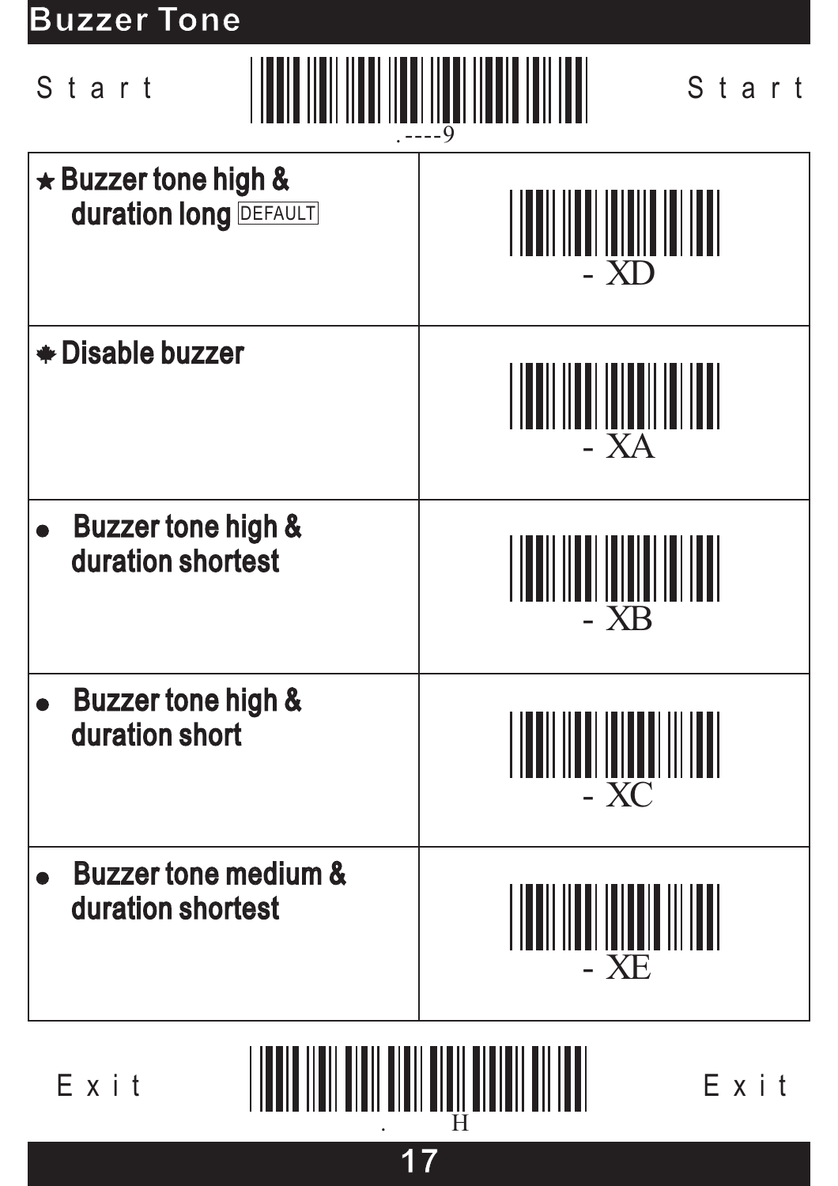# Buzzer Tone

Start .----9 Start

| Setting | Code |
|---|---|
| ★ **Buzzer tone high & duration long** DEFAULT | - XD |
| ✱ **Disable buzzer** | - XA |
| ● **Buzzer tone high & duration shortest** | - XB |
| ● **Buzzer tone high & duration short** | - XC |
| ● **Buzzer tone medium & duration shortest** | - XE |

Exit . H Exit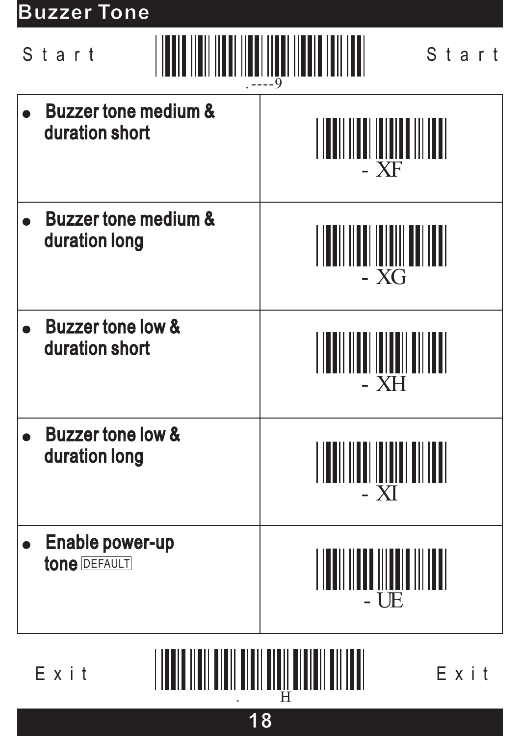# Buzzer Tone

Start .----9 Start

| | |
|---|---|
| • **Buzzer tone medium & duration short** | - XF |
| • **Buzzer tone medium & duration long** | - XG |
| • **Buzzer tone low & duration short** | - XH |
| • **Buzzer tone low & duration long** | - XI |
| • **Enable power-up tone** DEFAULT | - UE |

Exit . H Exit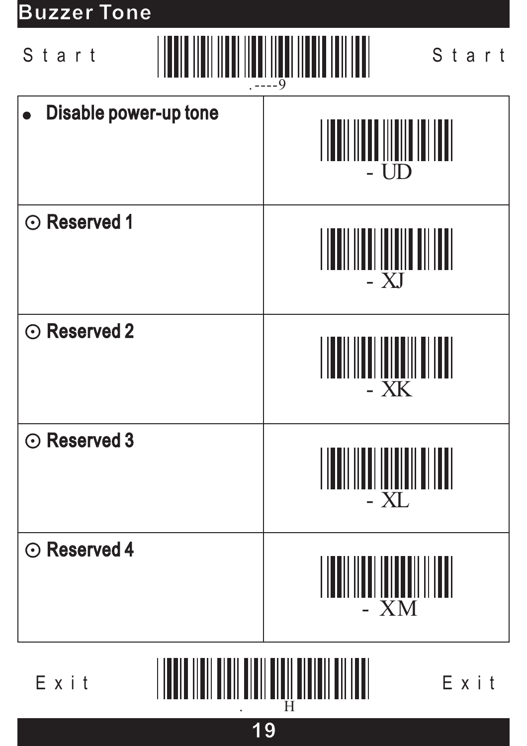# Buzzer Tone

Start .----9 Start

| | |
|---|---|
| ● **Disable power-up tone** | - UD |
| ⊙ **Reserved 1** | - XJ |
| ⊙ **Reserved 2** | - XK |
| ⊙ **Reserved 3** | - XL |
| ⊙ **Reserved 4** | - XM |

Exit . H Exit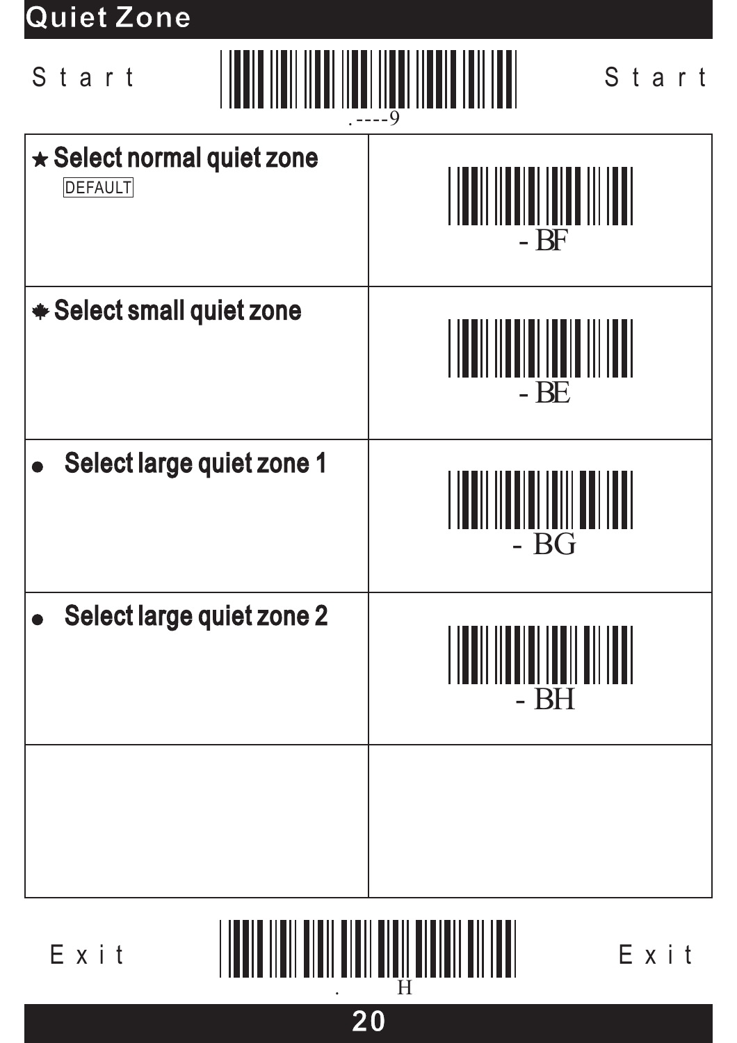# Quiet Zone

Start Start

.----9

| | |
|---|---|
| ★ **Select normal quiet zone** DEFAULT | - BF |
| ✱ **Select small quiet zone** | - BE |
| ● **Select large quiet zone 1** | - BG |
| ● **Select large quiet zone 2** | - BH |
| | |

Exit Exit

. H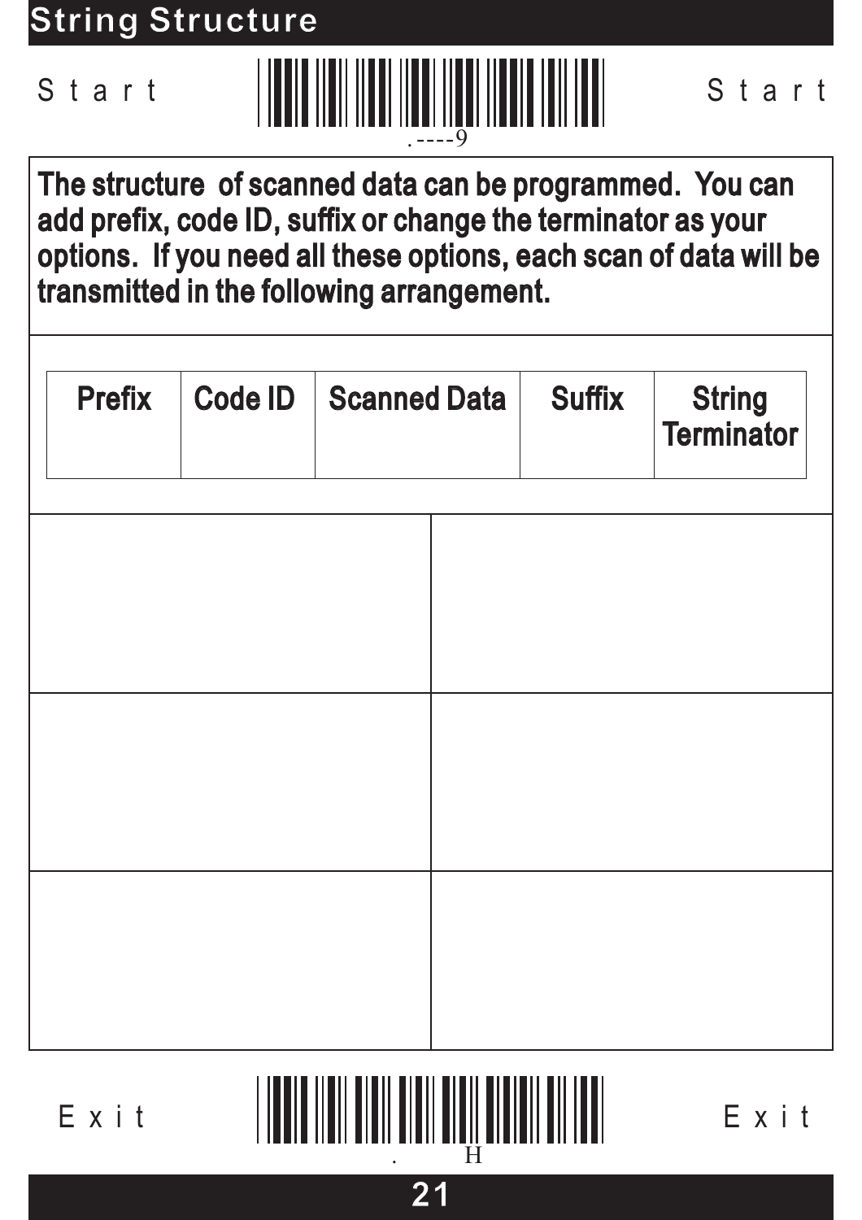# String Structure

Start .----9 Start

**The structure of scanned data can be programmed. You can add prefix, code ID, suffix or change the terminator as your options. If you need all these options, each scan of data will be transmitted in the following arrangement.**

| Prefix | Code ID | Scanned Data | Suffix | String Terminator |
|---|---|---|---|---|
| | | | | |

Exit . H Exit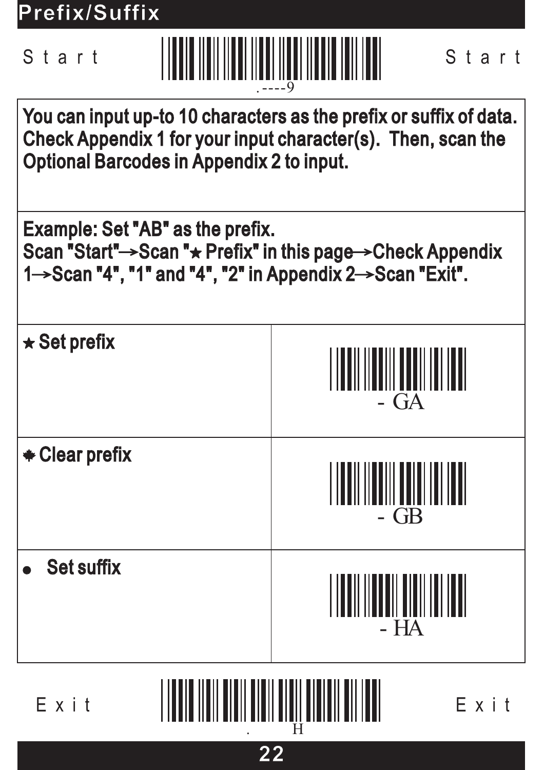# Prefix/Suffix

Start .----9 Start

You can input up-to 10 characters as the prefix or suffix of data. Check Appendix 1 for your input character(s). Then, scan the Optional Barcodes in Appendix 2 to input.

Example: Set "AB" as the prefix.
Scan "Start"→Scan "★ Prefix" in this page→Check Appendix 1→Scan "4", "1" and "4", "2" in Appendix 2→Scan "Exit".

| | |
|---|---|
| ★ Set prefix | - GA |
| ✱ Clear prefix | - GB |
| ● Set suffix | - HA |

Exit . H Exit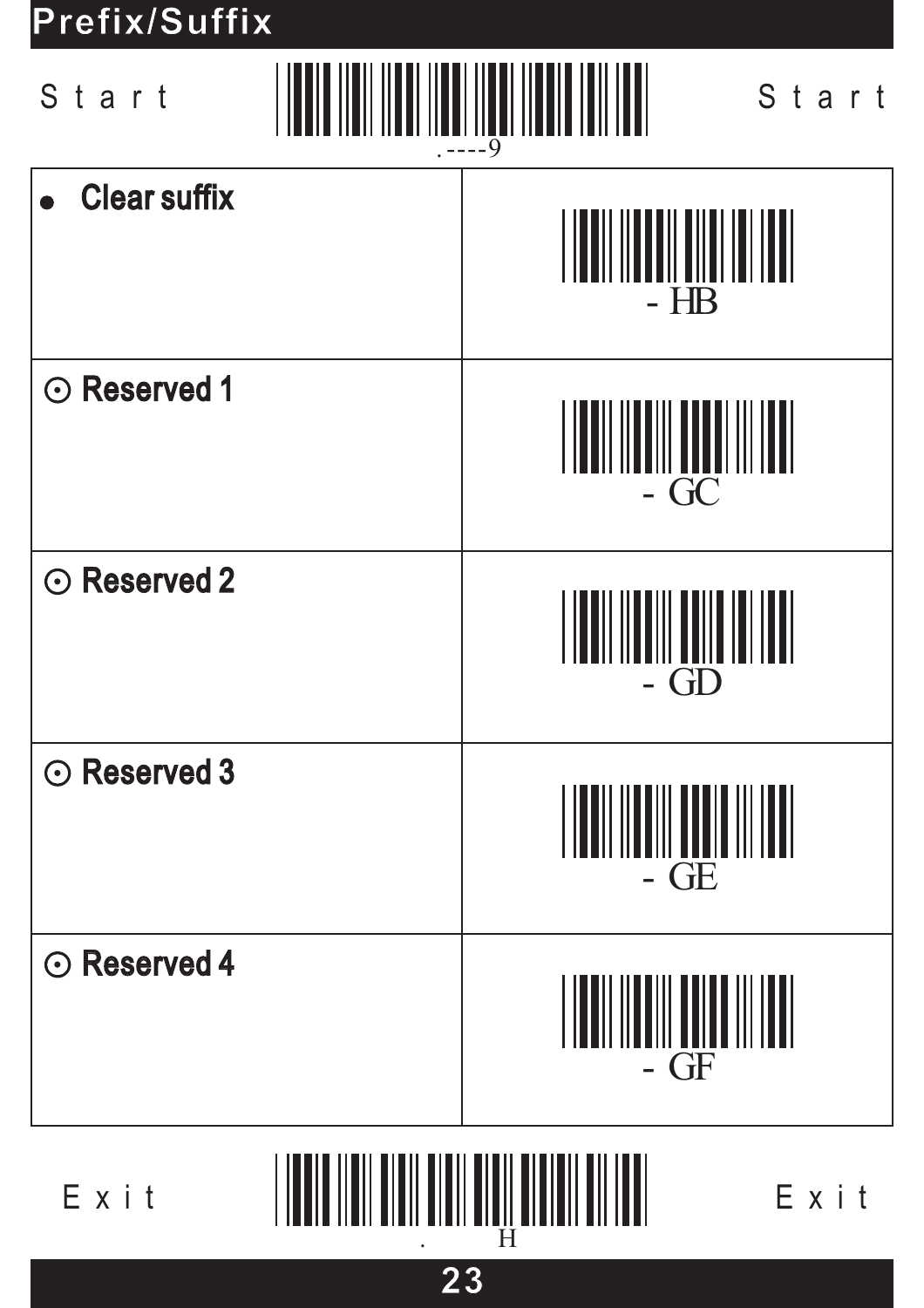## Prefix/Suffix

Start .----9 Start

| | |
|---|---|
| ● Clear suffix | - HB |
| ⊙ Reserved 1 | - GC |
| ⊙ Reserved 2 | - GD |
| ⊙ Reserved 3 | - GE |
| ⊙ Reserved 4 | - GF |

Exit . H Exit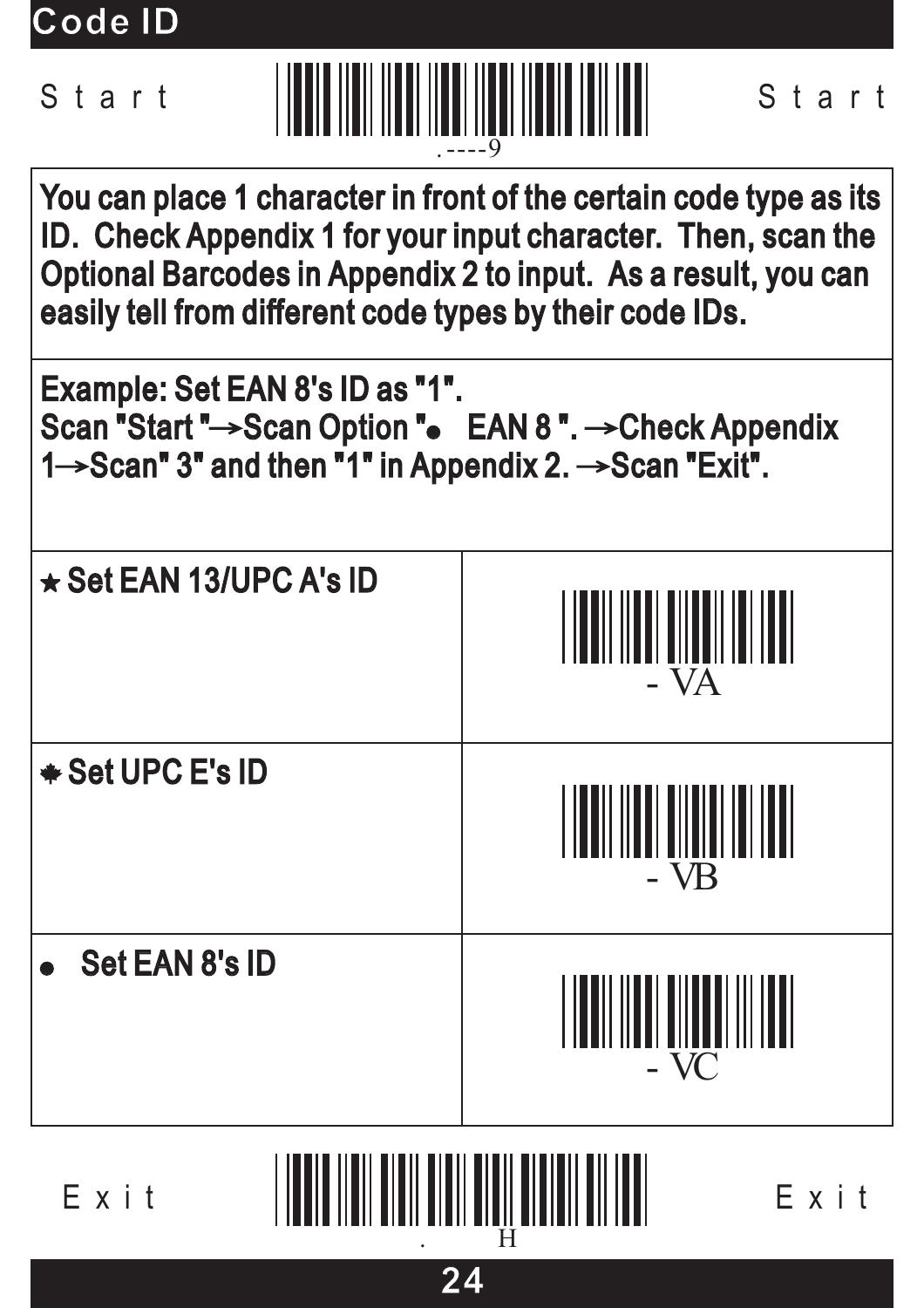# Code ID

Start .----9 Start

You can place 1 character in front of the certain code type as its ID. Check Appendix 1 for your input character. Then, scan the Optional Barcodes in Appendix 2 to input. As a result, you can easily tell from different code types by their code IDs.

Example: Set EAN 8's ID as "1".
Scan "Start "→Scan Option "● EAN 8 ". →Check Appendix 1→Scan" 3" and then "1" in Appendix 2. →Scan "Exit".

| | |
|---|---|
| ★ Set EAN 13/UPC A's ID | - VA |
| ✹ Set UPC E's ID | - VB |
| ● Set EAN 8's ID | - VC |

Exit . H Exit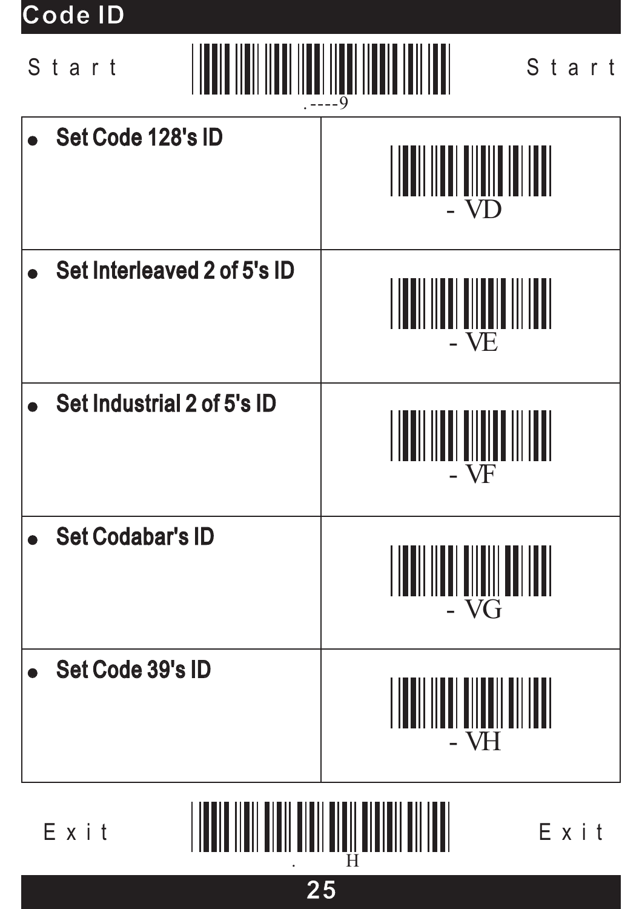# Code ID

Start .----9 Start

| | |
|---|---|
| ● **Set Code 128's ID** | - VD |
| ● **Set Interleaved 2 of 5's ID** | - VE |
| ● **Set Industrial 2 of 5's ID** | - VF |
| ● **Set Codabar's ID** | - VG |
| ● **Set Code 39's ID** | - VH |

Exit . H Exit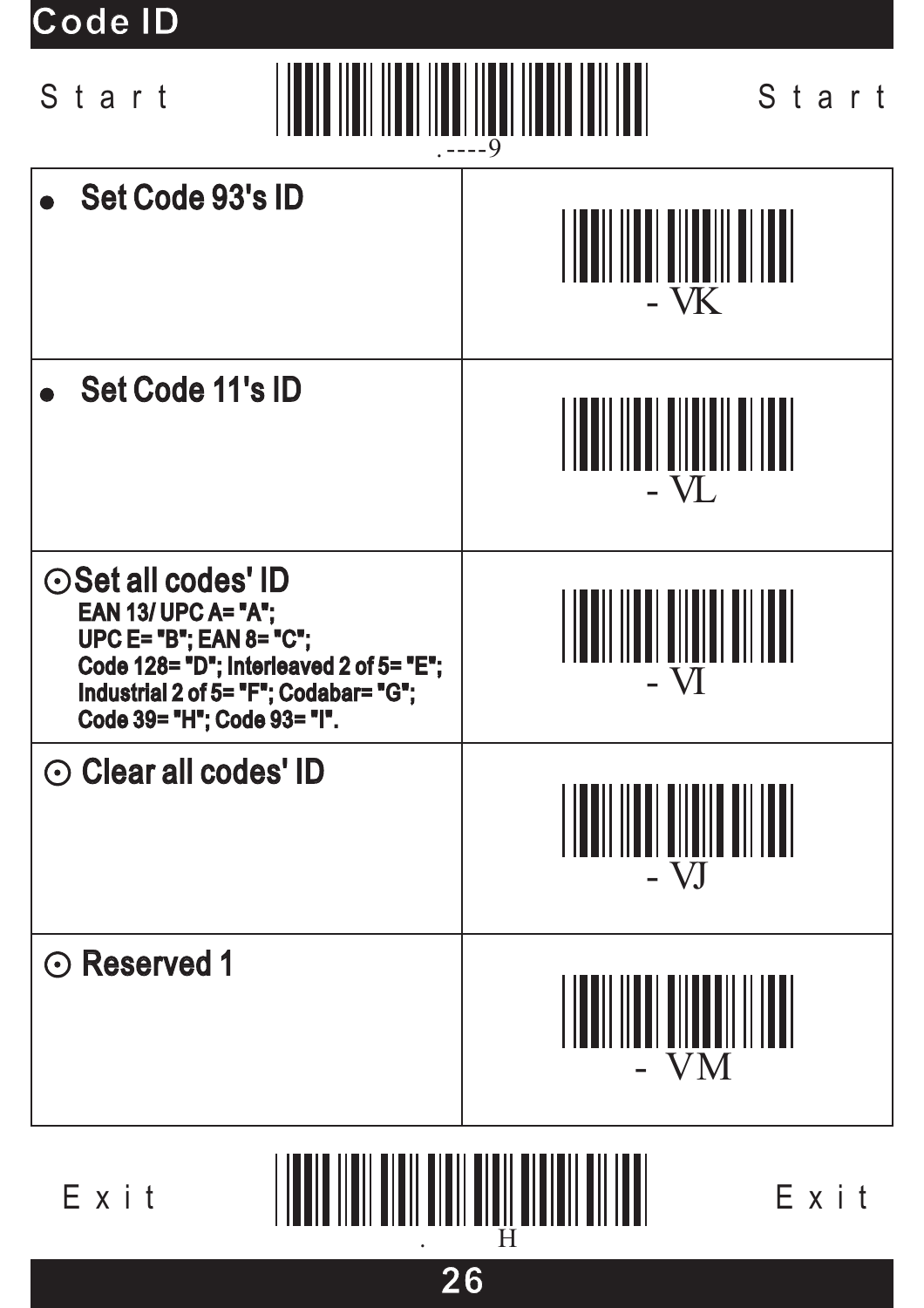# Code ID

Start .----9 Start

| | |
|---|---|
| ● **Set Code 93's ID** | - VK |
| ● **Set Code 11's ID** | - VL |
| ⊙ **Set all codes' ID**<br>**EAN 13/ UPC A= "A";**<br>**UPC E= "B"; EAN 8= "C";**<br>**Code 128= "D"; Interleaved 2 of 5= "E";**<br>**Industrial 2 of 5= "F"; Codabar= "G";**<br>**Code 39= "H"; Code 93= "I".** | - VI |
| ⊙ **Clear all codes' ID** | - VJ |
| ⊙ **Reserved 1** | - VM |

Exit . H Exit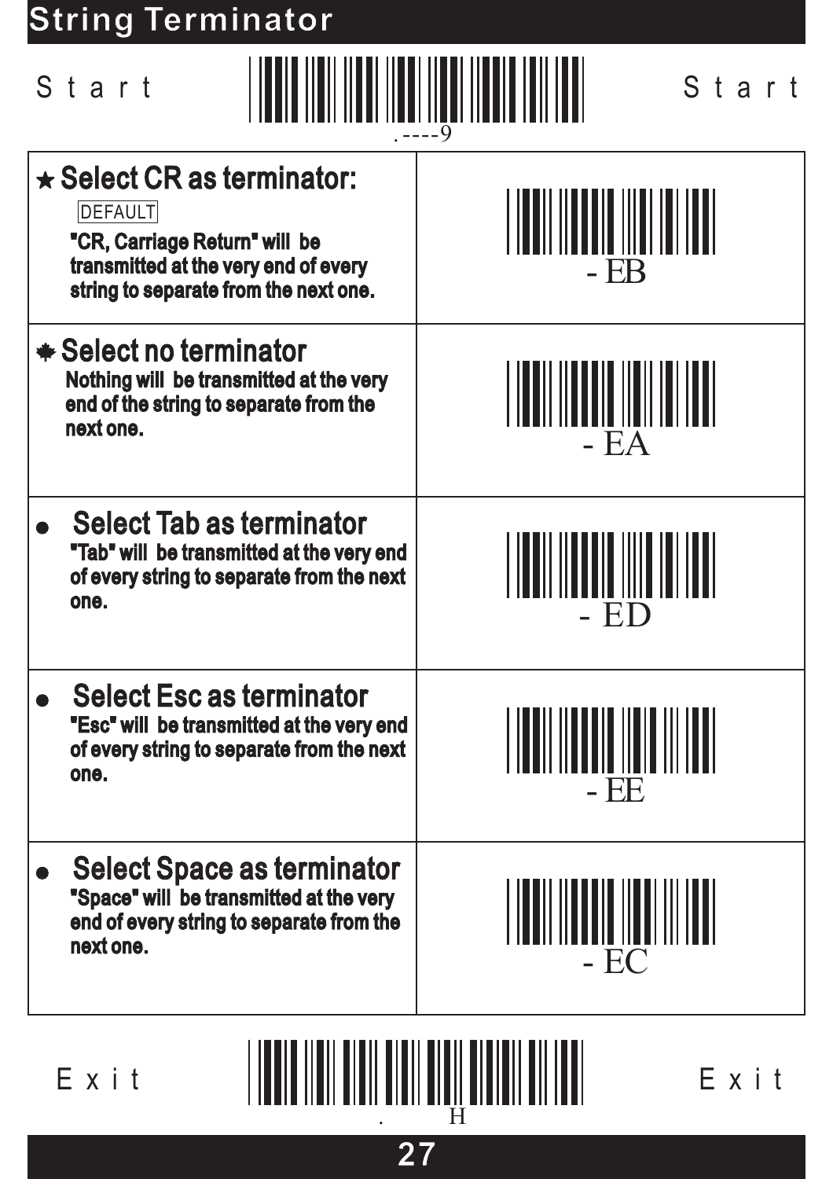# String Terminator

Start .----9 Start

| | |
|---|---|
| ★ **Select CR as terminator:** DEFAULT **"CR, Carriage Return" will be transmitted at the very end of every string to separate from the next one.** | - EB |
| **Select no terminator** **Nothing will be transmitted at the very end of the string to separate from the next one.** | - EA |
| ● **Select Tab as terminator** **"Tab" will be transmitted at the very end of every string to separate from the next one.** | - ED |
| ● **Select Esc as terminator** **"Esc" will be transmitted at the very end of every string to separate from the next one.** | - EE |
| ● **Select Space as terminator** **"Space" will be transmitted at the very end of every string to separate from the next one.** | - EC |

Exit . H Exit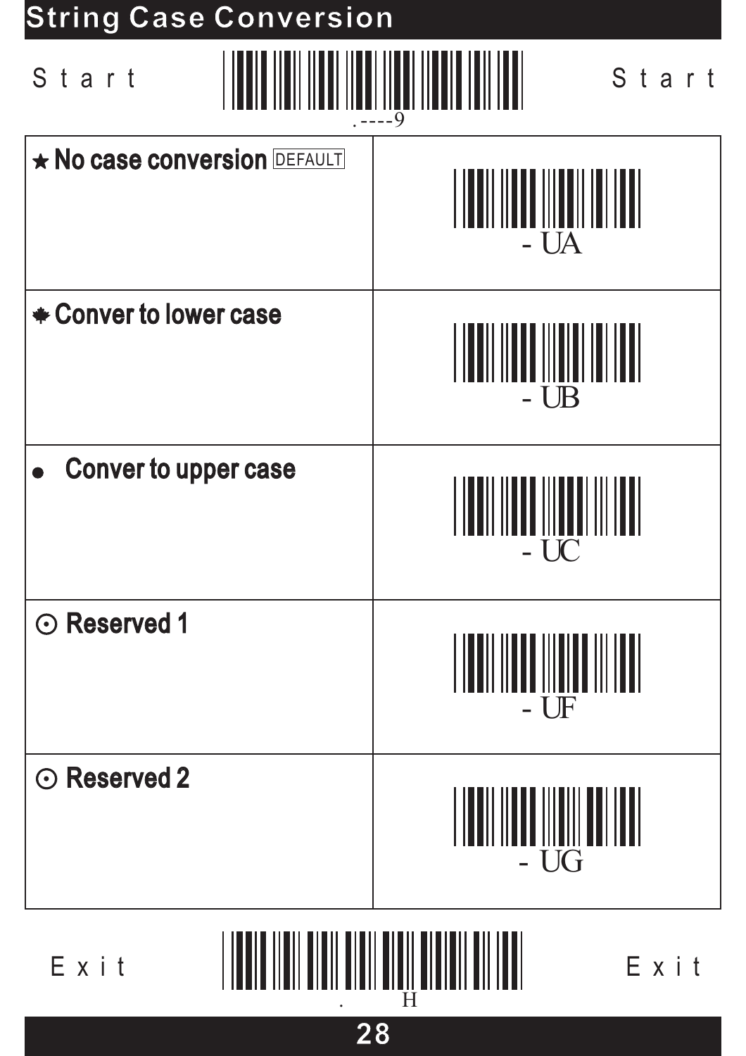# String Case Conversion

Start .----9 Start

| | |
|---|---|
| ★ No case conversion DEFAULT | - UA |
| ✱ Conver to lower case | - UB |
| ● Conver to upper case | - UC |
| ⊙ Reserved 1 | - UF |
| ⊙ Reserved 2 | - UG |

Exit . H Exit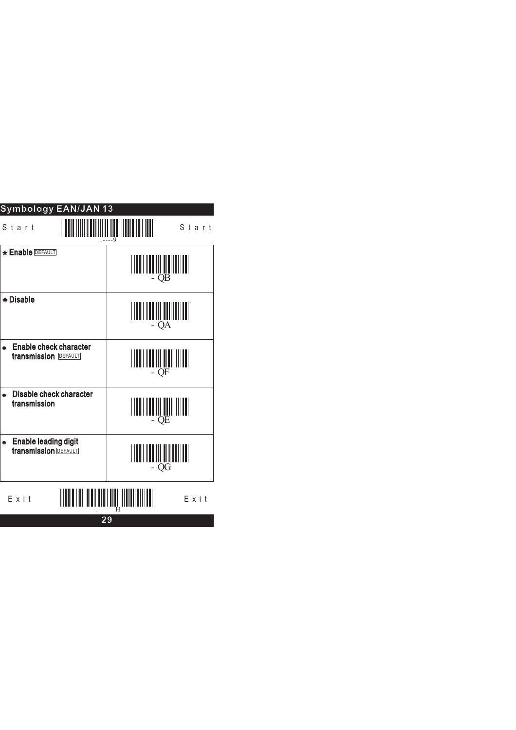## Symbology EAN/JAN 13

Start .----9 Start

| | |
|---|---|
| ★ **Enable** DEFAULT | - QB |
| ✤ **Disable** | - QA |
| ● **Enable check character transmission** DEFAULT | - QF |
| ● **Disable check character transmission** | - QE |
| ● **Enable leading digit transmission** DEFAULT | - QG |

Exit . H Exit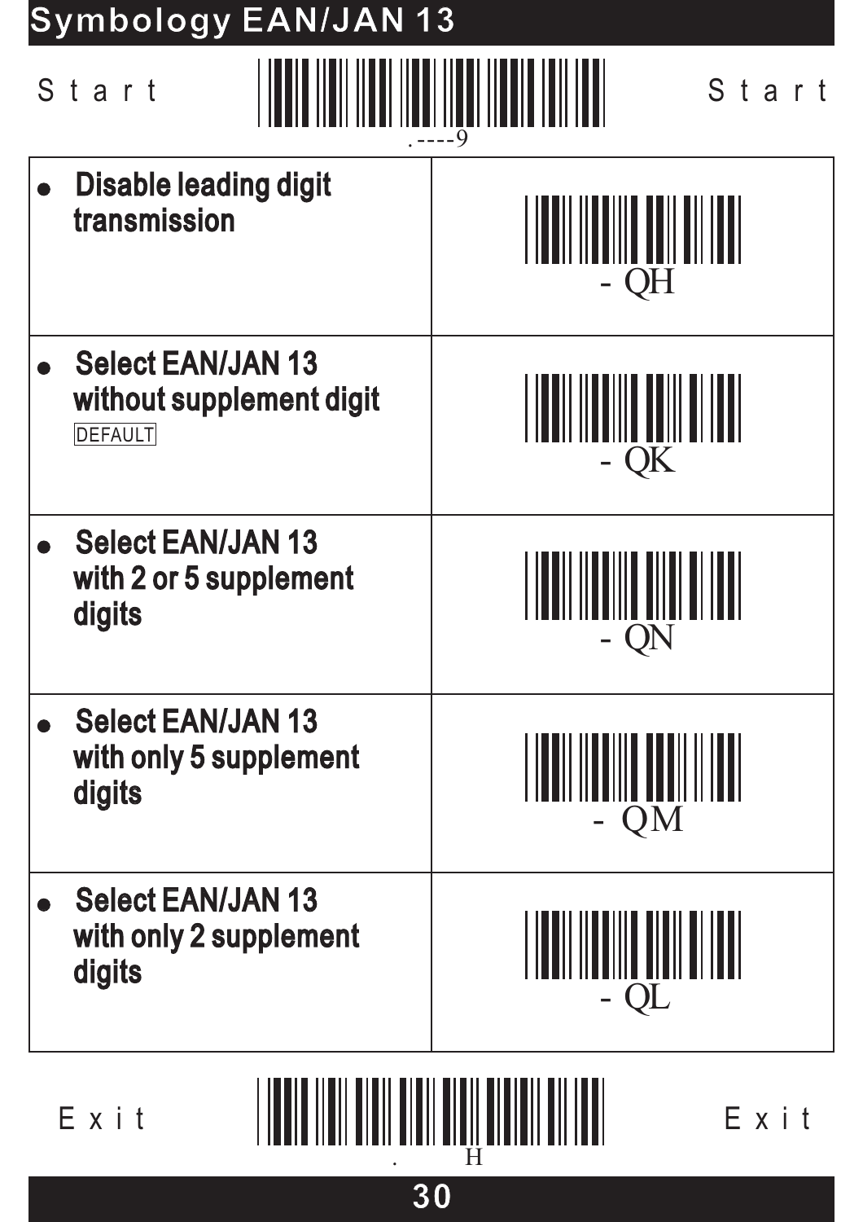# Symbology EAN/JAN 13

Start .----9 Start

| | |
|---|---|
| • **Disable leading digit transmission** | - QH |
| • **Select EAN/JAN 13 without supplement digit** DEFAULT | - QK |
| • **Select EAN/JAN 13 with 2 or 5 supplement digits** | - QN |
| • **Select EAN/JAN 13 with only 5 supplement digits** | - QM |
| • **Select EAN/JAN 13 with only 2 supplement digits** | - QL |

Exit . H Exit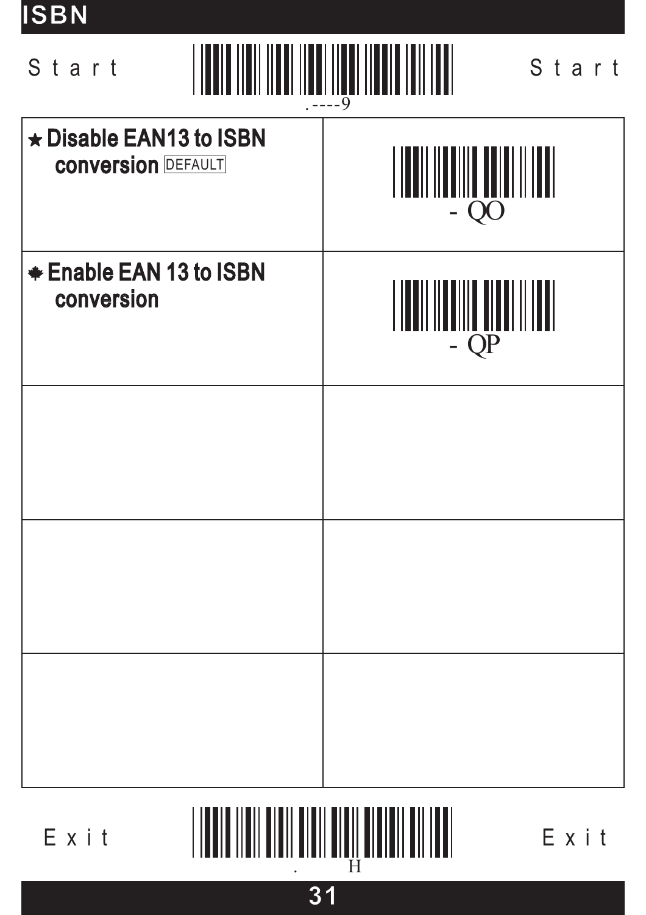# ISBN

Start .----9 Start

| | |
|---|---|
| ★ Disable EAN13 to ISBN conversion DEFAULT | - QO |
| ✱ Enable EAN 13 to ISBN conversion | - QP |
| | |
| | |
| | |

Exit . H Exit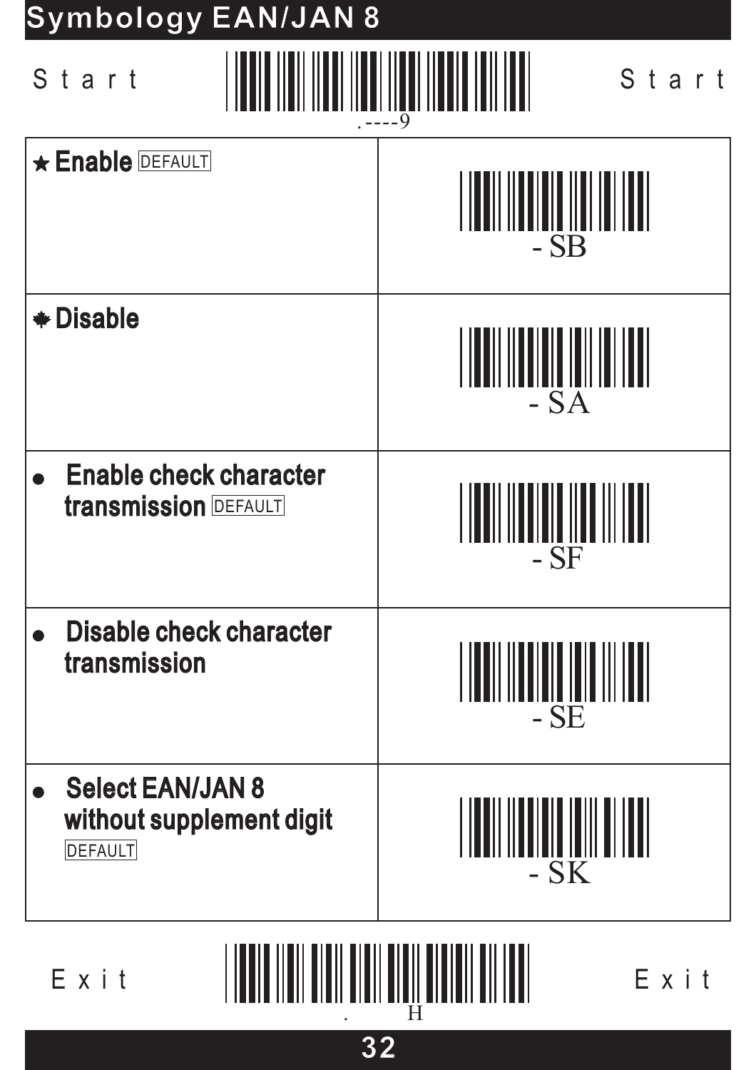# Symbology EAN/JAN 8

Start .----9 Start

| Setting | Code |
|---|---|
| ★ **Enable** DEFAULT | - SB |
| ✤ **Disable** | - SA |
| ● **Enable check character transmission** DEFAULT | - SF |
| ● **Disable check character transmission** | - SE |
| ● **Select EAN/JAN 8 without supplement digit** DEFAULT | - SK |

Exit . H Exit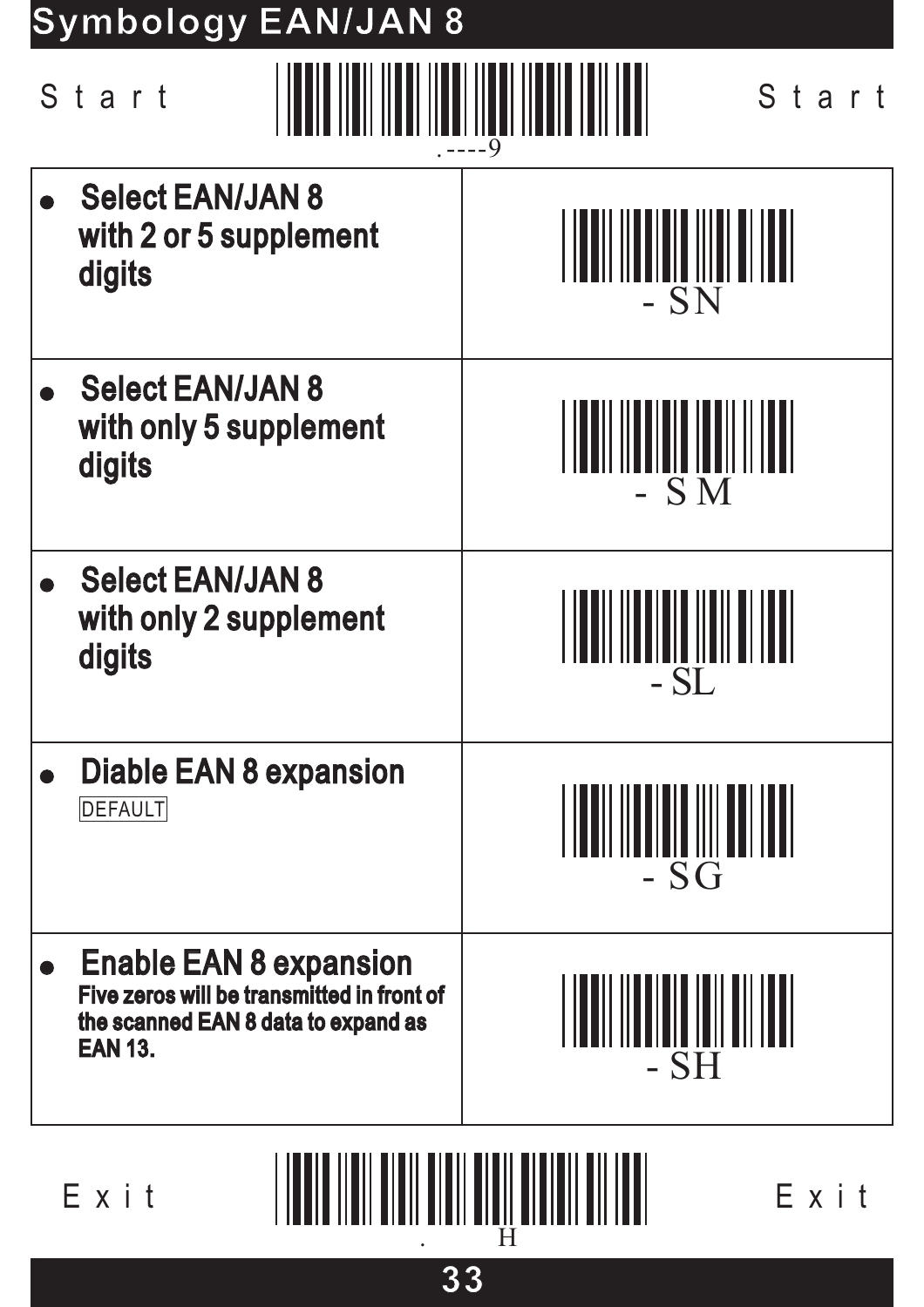# Symbology EAN/JAN 8

Start .----9 Start

| | |
|---|---|
| • **Select EAN/JAN 8 with 2 or 5 supplement digits** | - SN |
| • **Select EAN/JAN 8 with only 5 supplement digits** | - SM |
| • **Select EAN/JAN 8 with only 2 supplement digits** | - SL |
| • **Diable EAN 8 expansion** DEFAULT | - SG |
| • **Enable EAN 8 expansion** **Five zeros will be transmitted in front of the scanned EAN 8 data to expand as EAN 13.** | - SH |

Exit . H Exit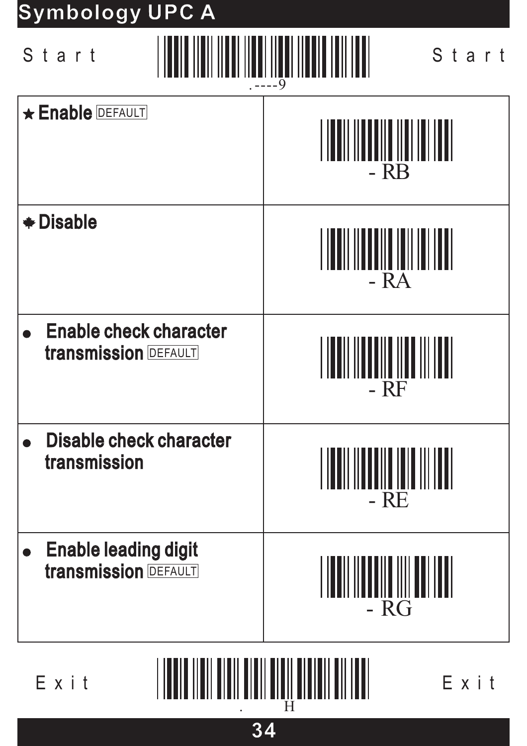# Symbology UPC A

Start .----9 Start

| | |
|---|---|
| ★ **Enable** DEFAULT | - RB |
| ✹ **Disable** | - RA |
| ● **Enable check character transmission** DEFAULT | - RF |
| ● **Disable check character transmission** | - RE |
| ● **Enable leading digit transmission** DEFAULT | - RG |

Exit . H Exit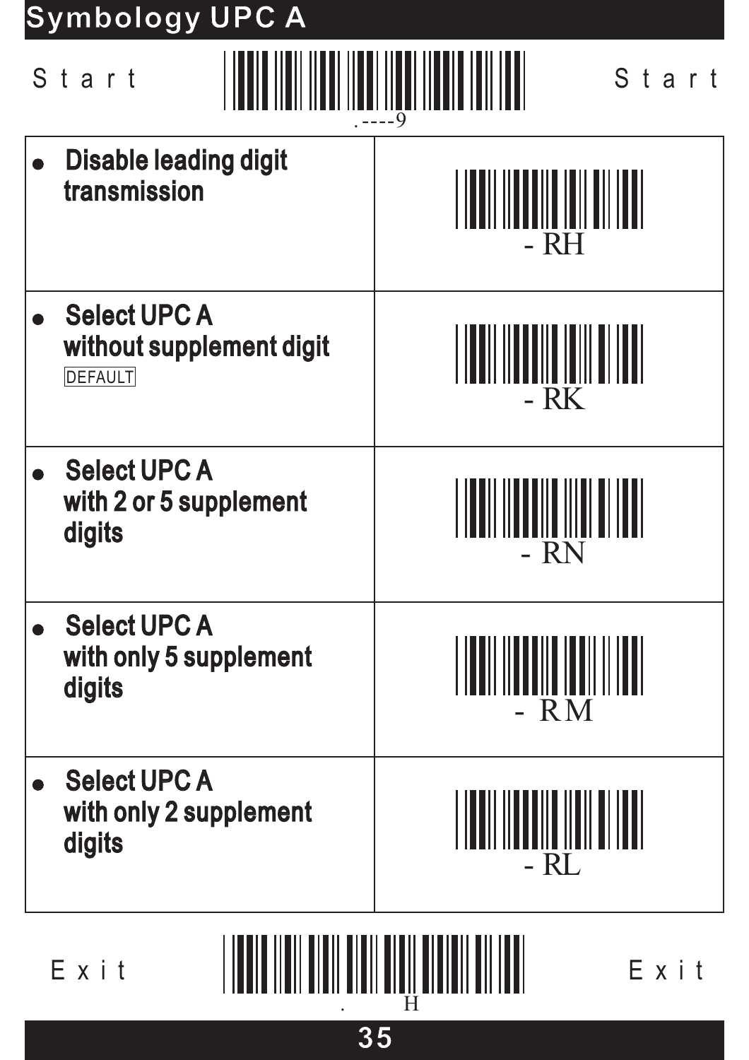# Symbology UPC A

Start .----9 Start

| | |
|---|---|
| • **Disable leading digit transmission** | - RH |
| • **Select UPC A without supplement digit** DEFAULT | - RK |
| • **Select UPC A with 2 or 5 supplement digits** | - RN |
| • **Select UPC A with only 5 supplement digits** | - RM |
| • **Select UPC A with only 2 supplement digits** | - RL |

Exit . H Exit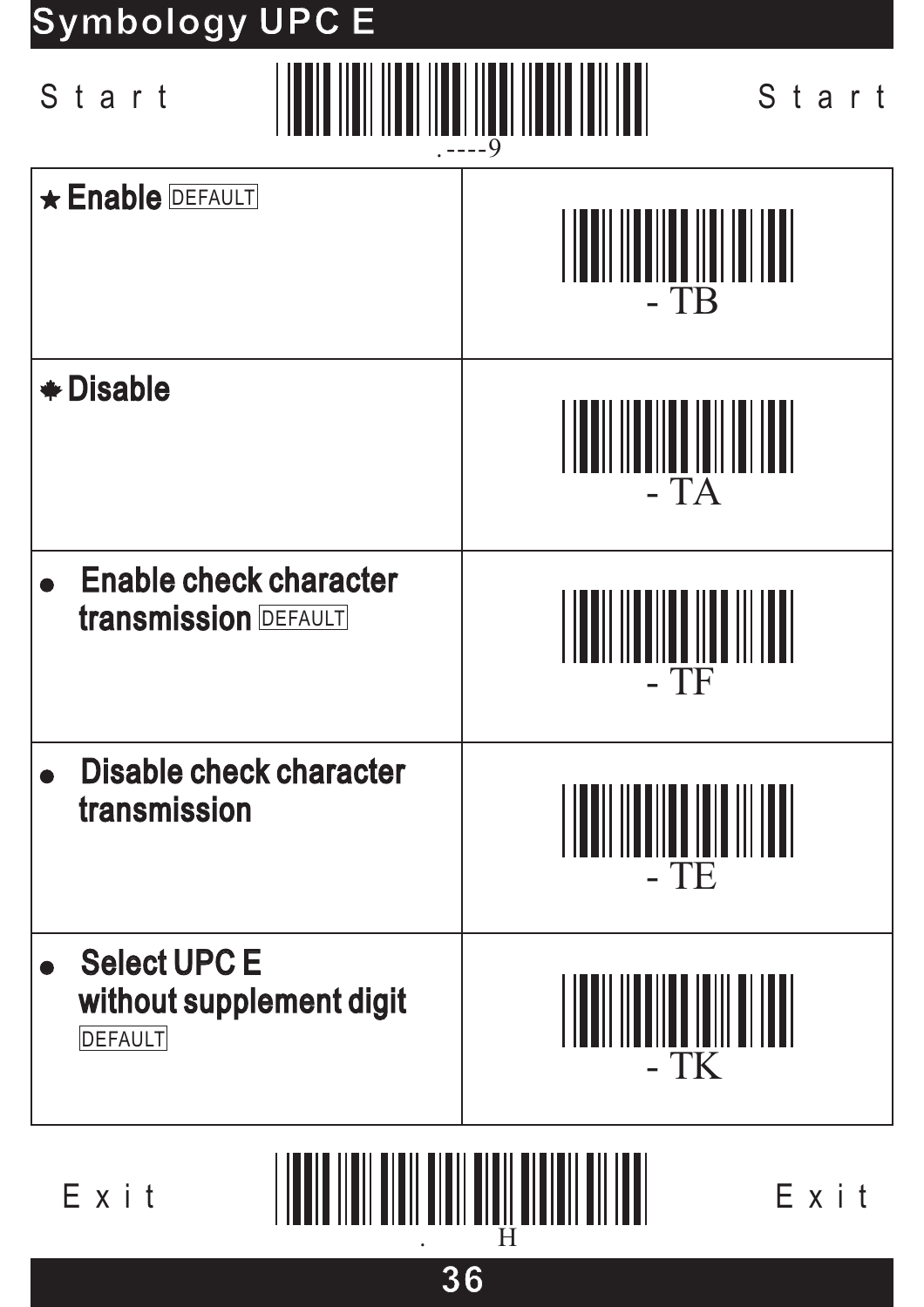# Symbology UPC E

Start .----9 Start

| | |
|---|---|
| ★ **Enable** DEFAULT | - TB |
| ✤ **Disable** | - TA |
| ● **Enable check character transmission** DEFAULT | - TF |
| ● **Disable check character transmission** | - TE |
| ● **Select UPC E without supplement digit** DEFAULT | - TK |

Exit . H Exit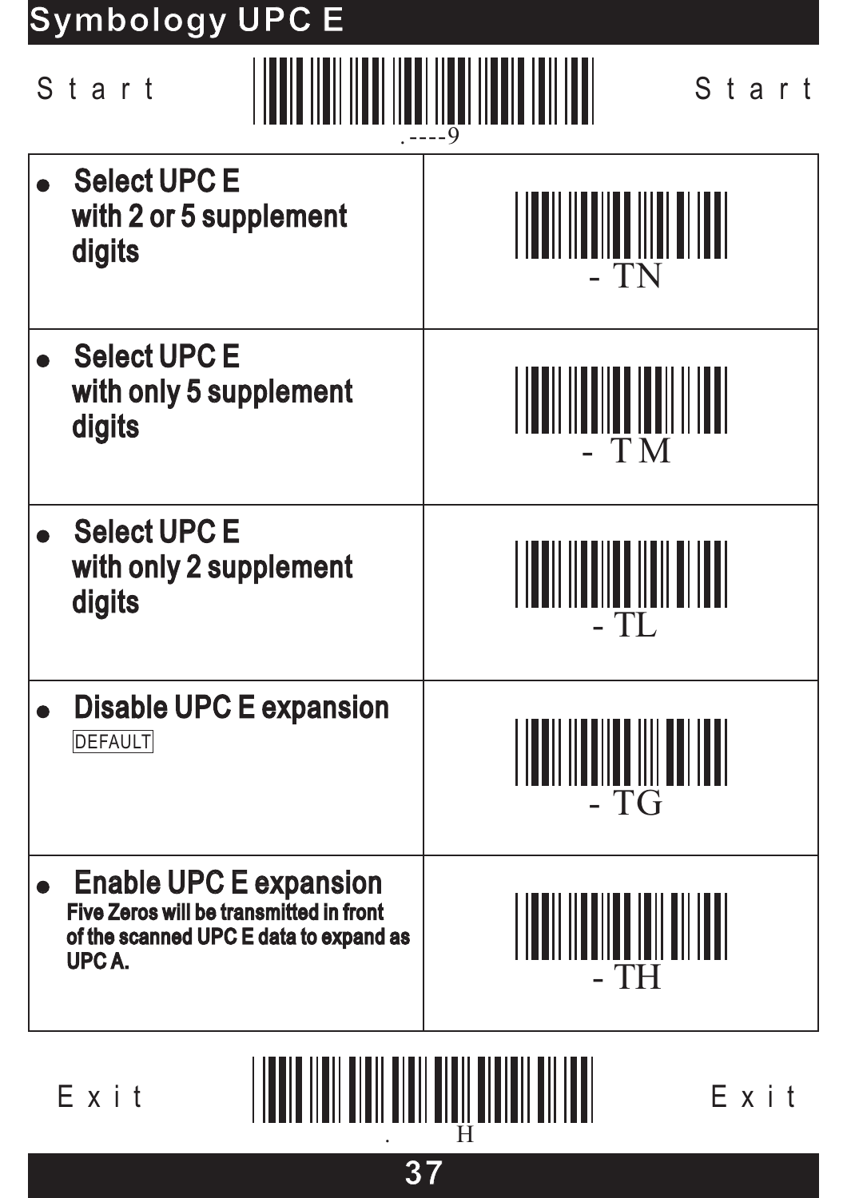# Symbology UPC E

Start .----9 Start

| | |
|---|---|
| Select UPC E with 2 or 5 supplement digits | - TN |
| Select UPC E with only 5 supplement digits | - TM |
| Select UPC E with only 2 supplement digits | - TL |
| Disable UPC E expansion DEFAULT | - TG |
| Enable UPC E expansion<br>Five Zeros will be transmitted in front of the scanned UPC E data to expand as UPC A. | - TH |

Exit . H Exit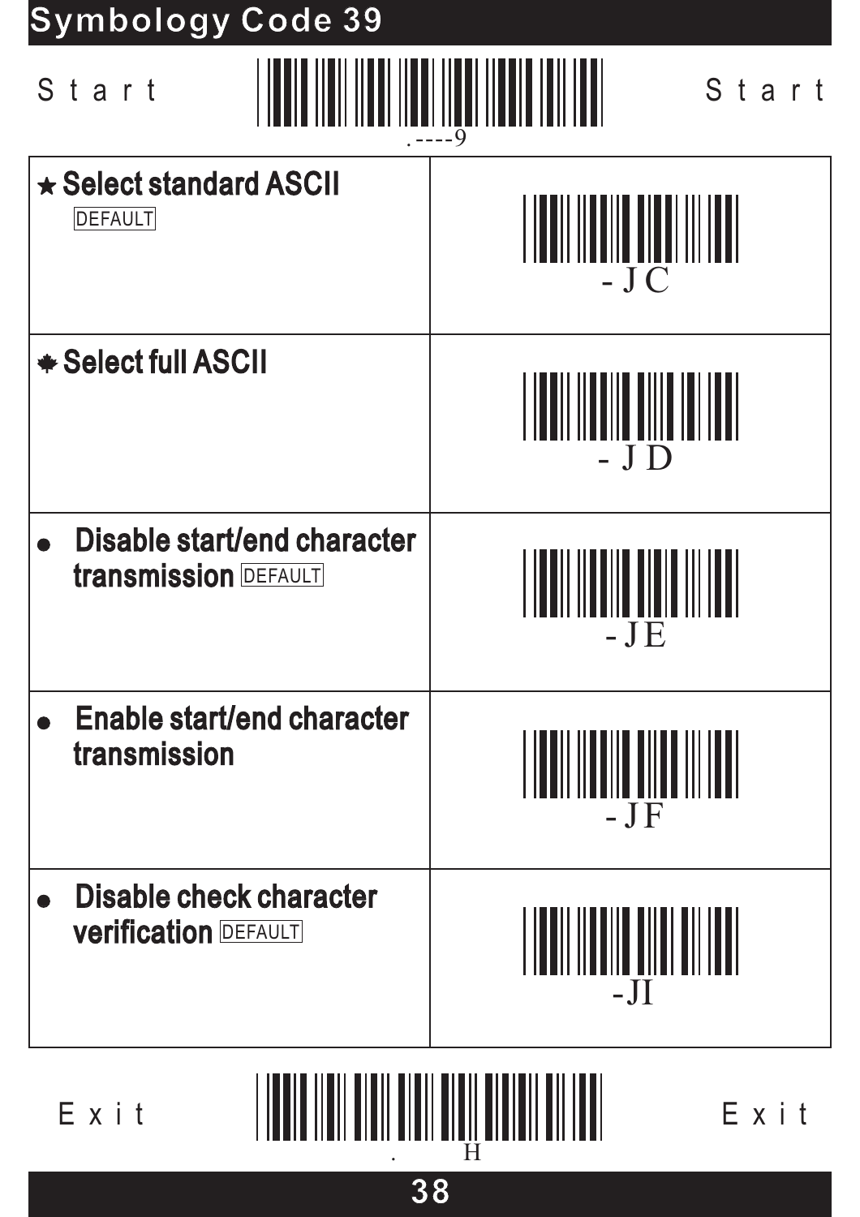# Symbology Code 39

Start

.----9

| | |
|---|---|
| ★ **Select standard ASCII** DEFAULT | - J C |
| ❋ **Select full ASCII** | - J D |
| ● **Disable start/end character transmission** DEFAULT | - J E |
| ● **Enable start/end character transmission** | - J F |
| ● **Disable check character verification** DEFAULT | -JI |

Exit

. H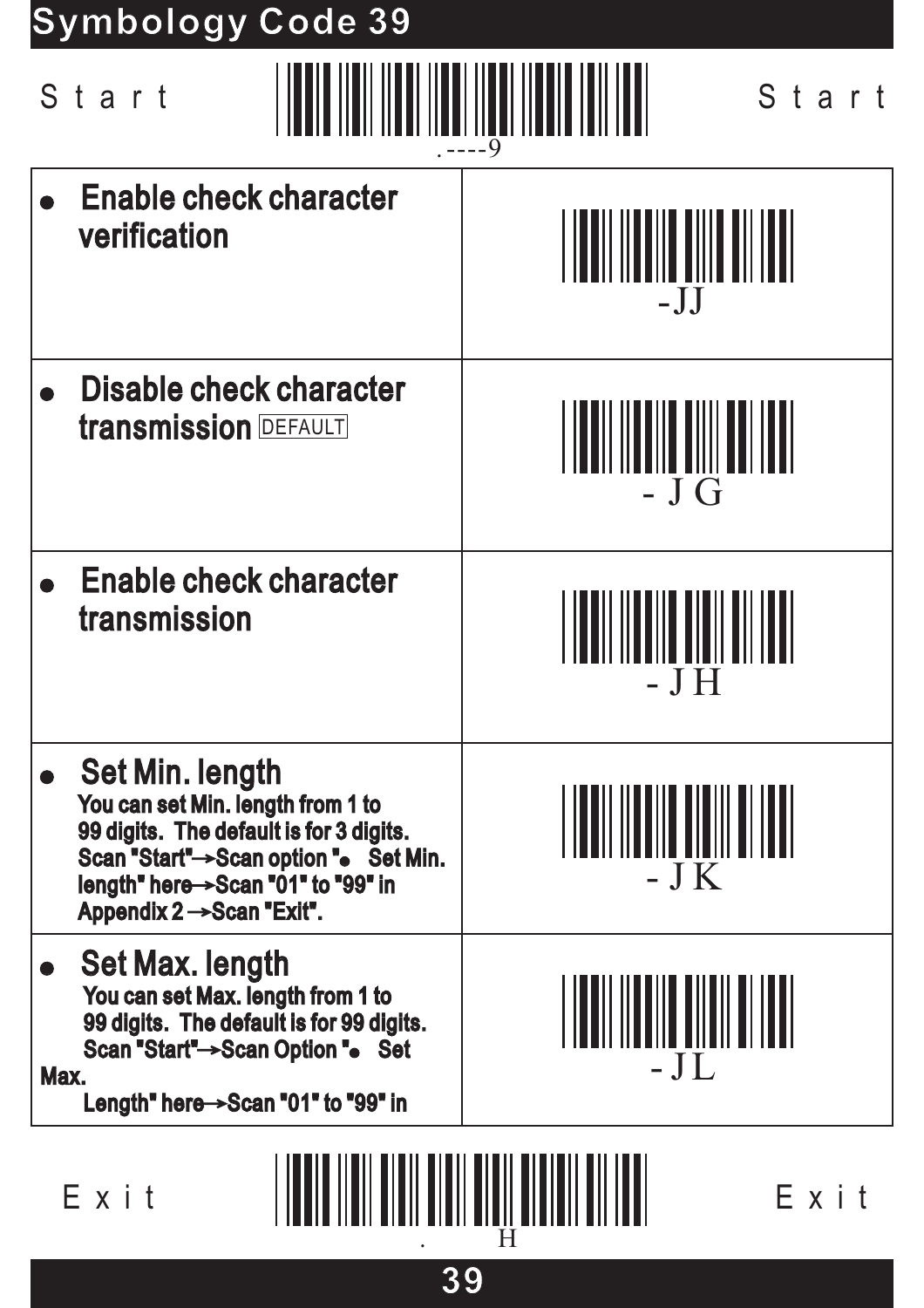## Symbology Code 39

Start .----9 Start

| | |
|---|---|
| **Enable check character verification** | -JJ |
| **Disable check character transmission** DEFAULT | - J G |
| **Enable check character transmission** | - J H |
| **Set Min. length**<br>You can set Min. length from 1 to 99 digits. The default is for 3 digits. Scan "Start"→Scan option "● Set Min. length" here→Scan "01" to "99" in Appendix 2 →Scan "Exit". | - J K |
| **Set Max. length**<br>You can set Max. length from 1 to 99 digits. The default is for 99 digits. Scan "Start"→Scan Option "● Set Max. Length" here→Scan "01" to "99" in | - J L |

Exit . H Exit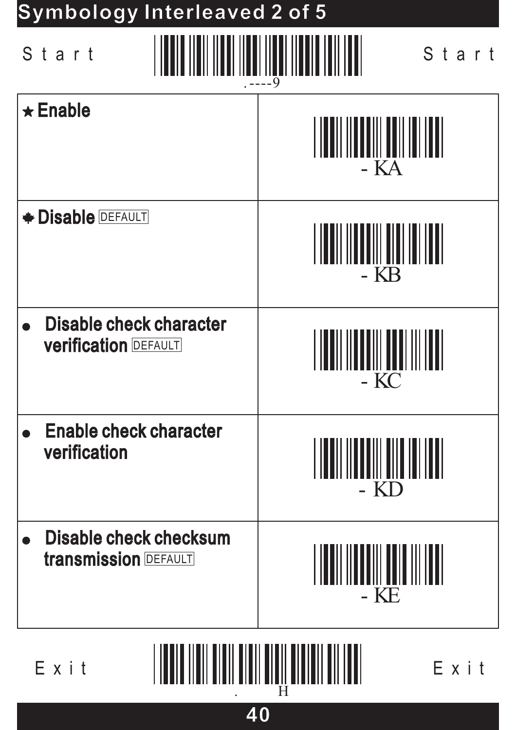# Symbology Interleaved 2 of 5

Start .----9 Start

| | |
|---|---|
| ★ **Enable** | - KA |
| ✱ **Disable** DEFAULT | - KB |
| ● **Disable check character verification** DEFAULT | - KC |
| ● **Enable check character verification** | - KD |
| ● **Disable check checksum transmission** DEFAULT | - KE |

Exit . H Exit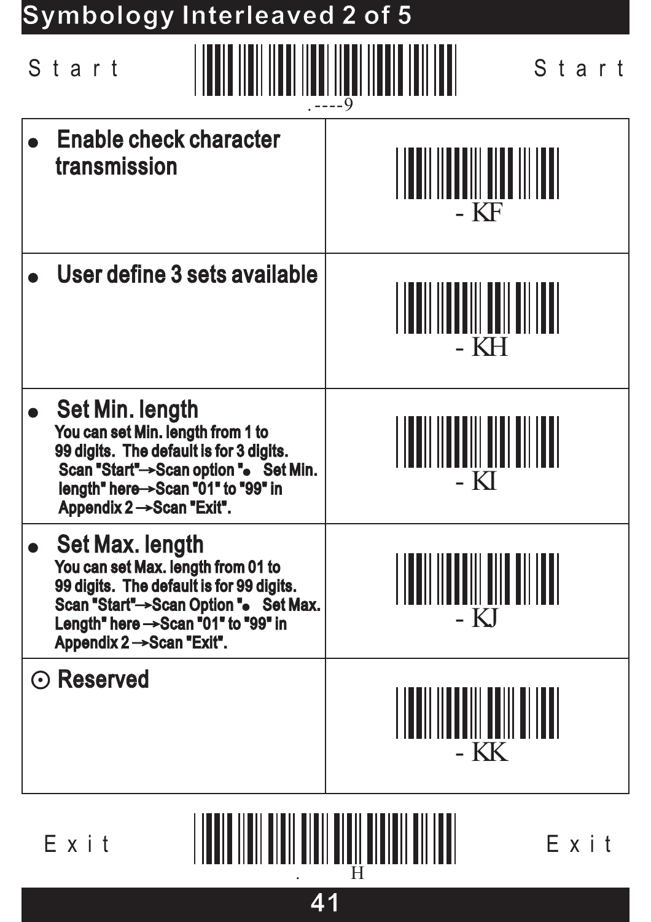# Symbology Interleaved 2 of 5

Start .----9 Start

| | |
|---|---|
| ● **Enable check character transmission** | - KF |
| ● **User define 3 sets available** | - KH |
| ● **Set Min. length**<br>You can set Min. length from 1 to 99 digits. The default is for 3 digits. Scan "Start"→Scan option "● Set Min. length" here→Scan "01" to "99" in Appendix 2 →Scan "Exit". | - KI |
| ● **Set Max. length**<br>You can set Max. length from 01 to 99 digits. The default is for 99 digits. Scan "Start"→Scan Option "● Set Max. Length" here →Scan "01" to "99" in Appendix 2 →Scan "Exit". | - KJ |
| ⊙ **Reserved** | - KK |

Exit . H Exit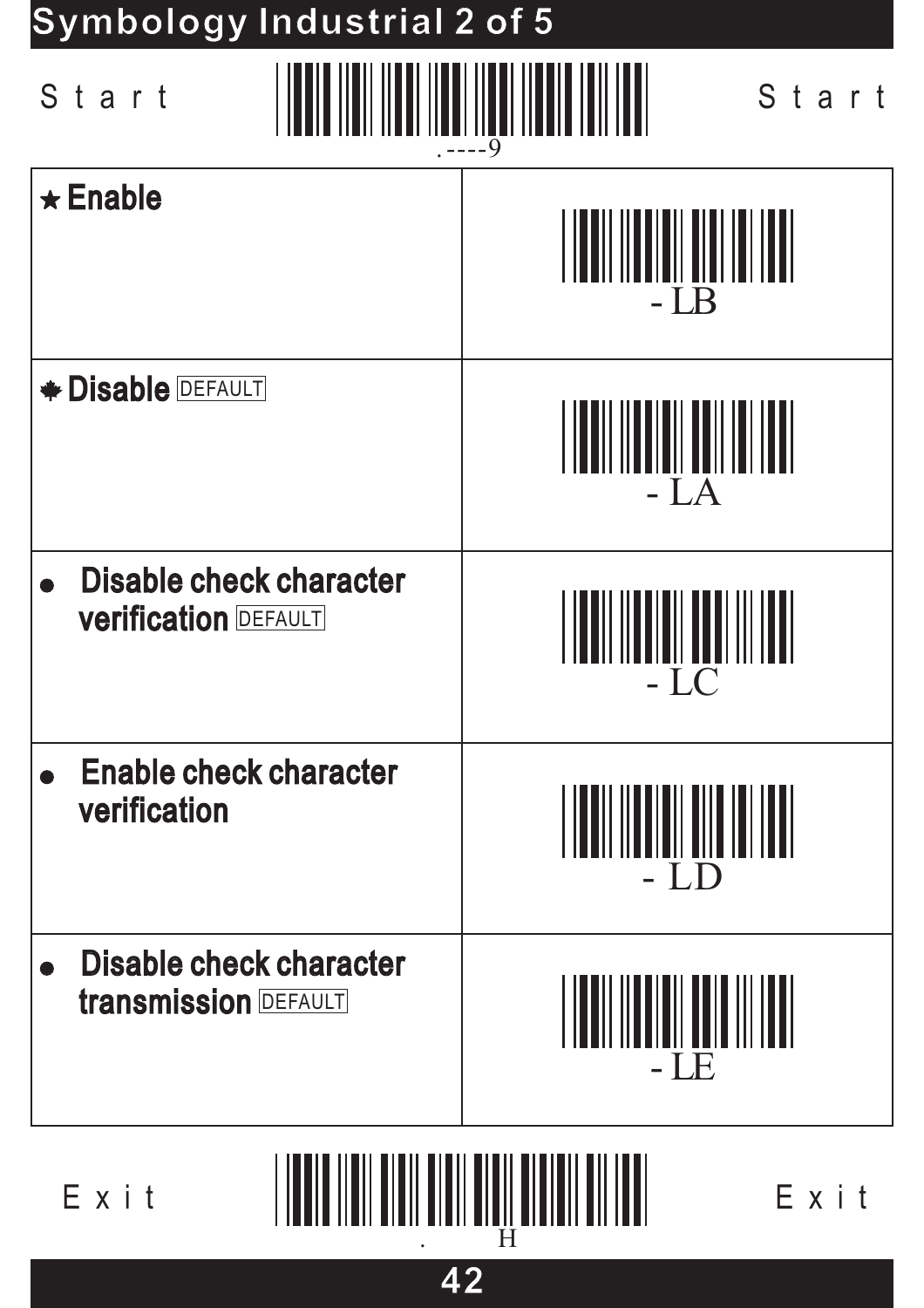# Symbology Industrial 2 of 5

Start .----9 Start

| Option | Code |
| --- | --- |
| ★ **Enable** | - LB |
| ✸ **Disable** DEFAULT | - LA |
| ● **Disable check character verification** DEFAULT | - LC |
| ● **Enable check character verification** | - LD |
| ● **Disable check character transmission** DEFAULT | - LE |

Exit . H Exit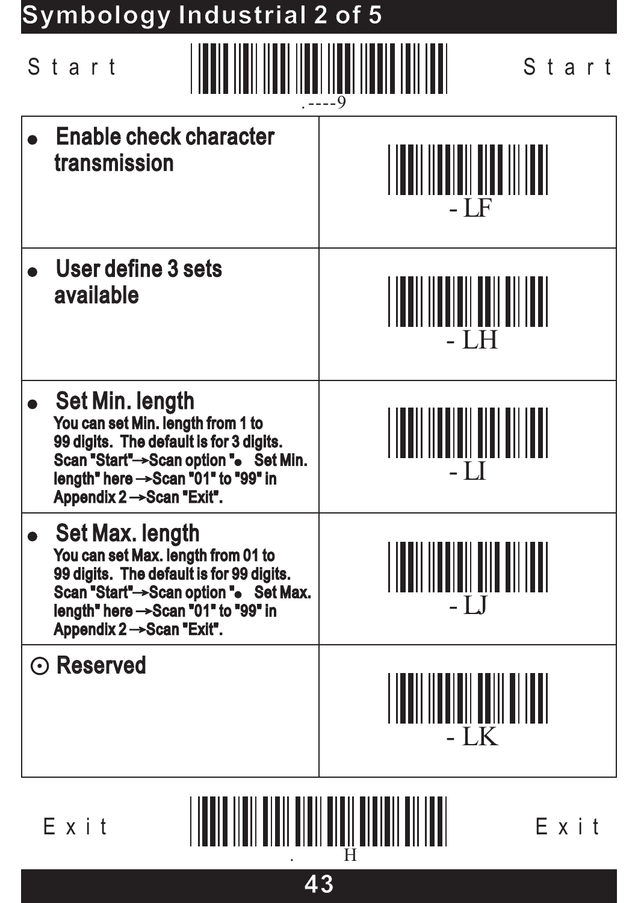# Symbology Industrial 2 of 5

Start .----9 Start

| | |
|---|---|
| ● **Enable check character transmission** | - LF |
| ● **User define 3 sets available** | - LH |
| ● **Set Min. length**<br>You can set Min. length from 1 to 99 digits. The default is for 3 digits. Scan "Start"→Scan option "● Set Min. length" here →Scan "01" to "99" in Appendix 2 →Scan "Exit". | - LI |
| ● **Set Max. length**<br>You can set Max. length from 01 to 99 digits. The default is for 99 digits. Scan "Start"→Scan option "● Set Max. length" here →Scan "01" to "99" in Appendix 2 →Scan "Exit". | - LJ |
| ⊙ **Reserved** | - LK |

Exit . H Exit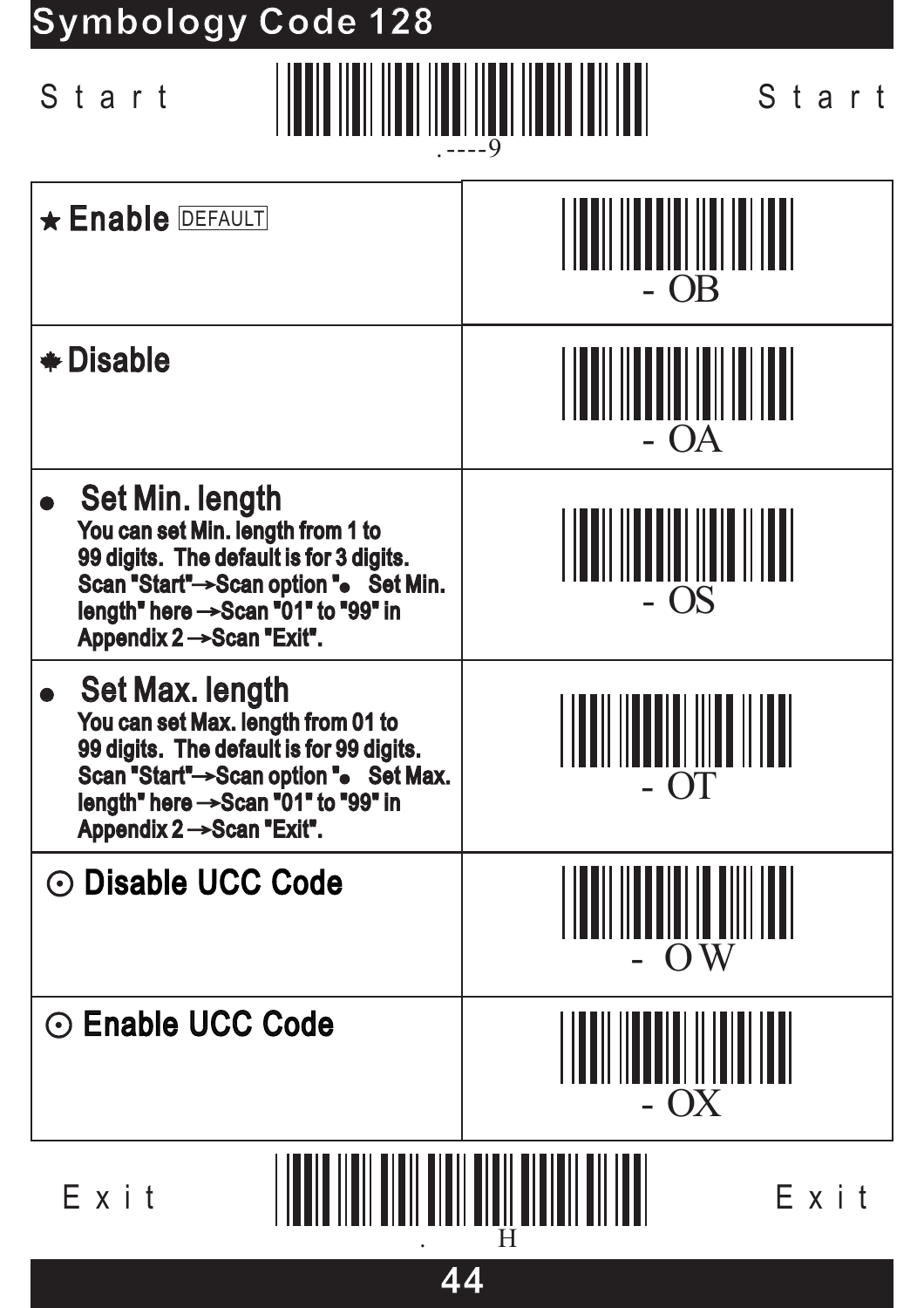# Symbology Code 128

Start .----9 Start

| | |
|---|---|
| ★ **Enable** DEFAULT | - OB |
| ✱ **Disable** | - OA |
| ● **Set Min. length**<br>You can set Min. length from 1 to 99 digits. The default is for 3 digits. Scan "Start"→Scan option "● Set Min. length" here →Scan "01" to "99" in Appendix 2 →Scan "Exit". | - OS |
| ● **Set Max. length**<br>You can set Max. length from 01 to 99 digits. The default is for 99 digits. Scan "Start"→Scan option "● Set Max. length" here →Scan "01" to "99" in Appendix 2 →Scan "Exit". | - OT |
| ⊙ **Disable UCC Code** | - OW |
| ⊙ **Enable UCC Code** | - OX |

Exit . H Exit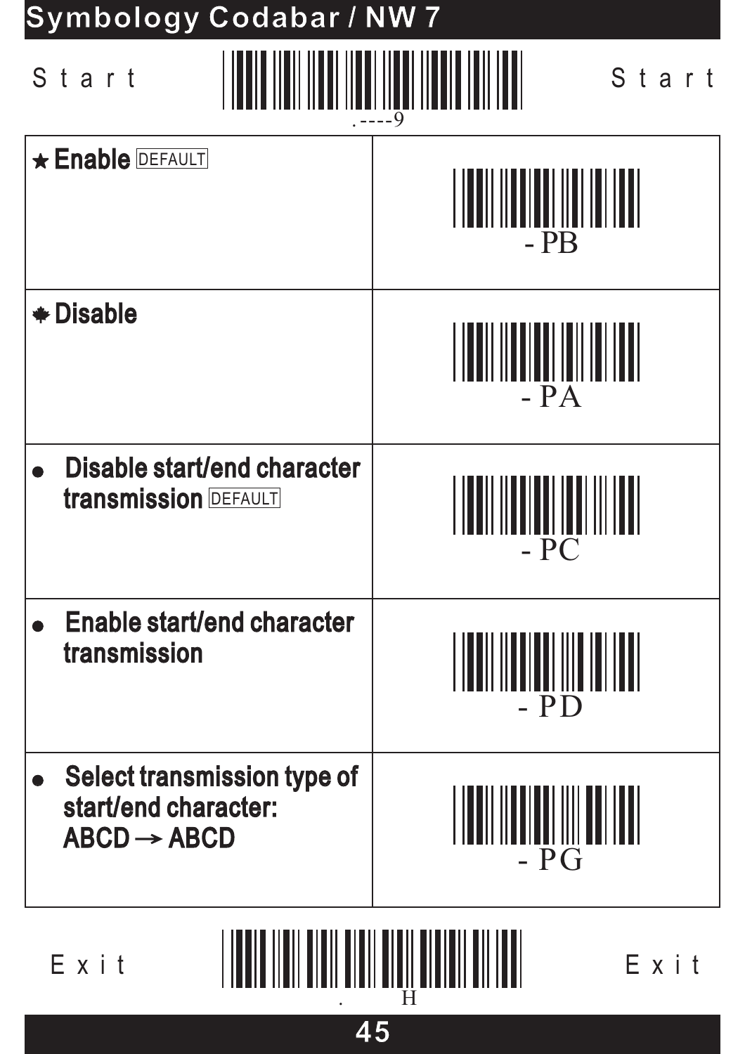# Symbology Codabar / NW 7

Start .----9 Start

| | |
|---|---|
| ★ **Enable** DEFAULT | - PB |
| ✱ **Disable** | - PA |
| ● **Disable start/end character transmission** DEFAULT | - PC |
| ● **Enable start/end character transmission** | - PD |
| ● **Select transmission type of start/end character: ABCD → ABCD** | - PG |

Exit . H Exit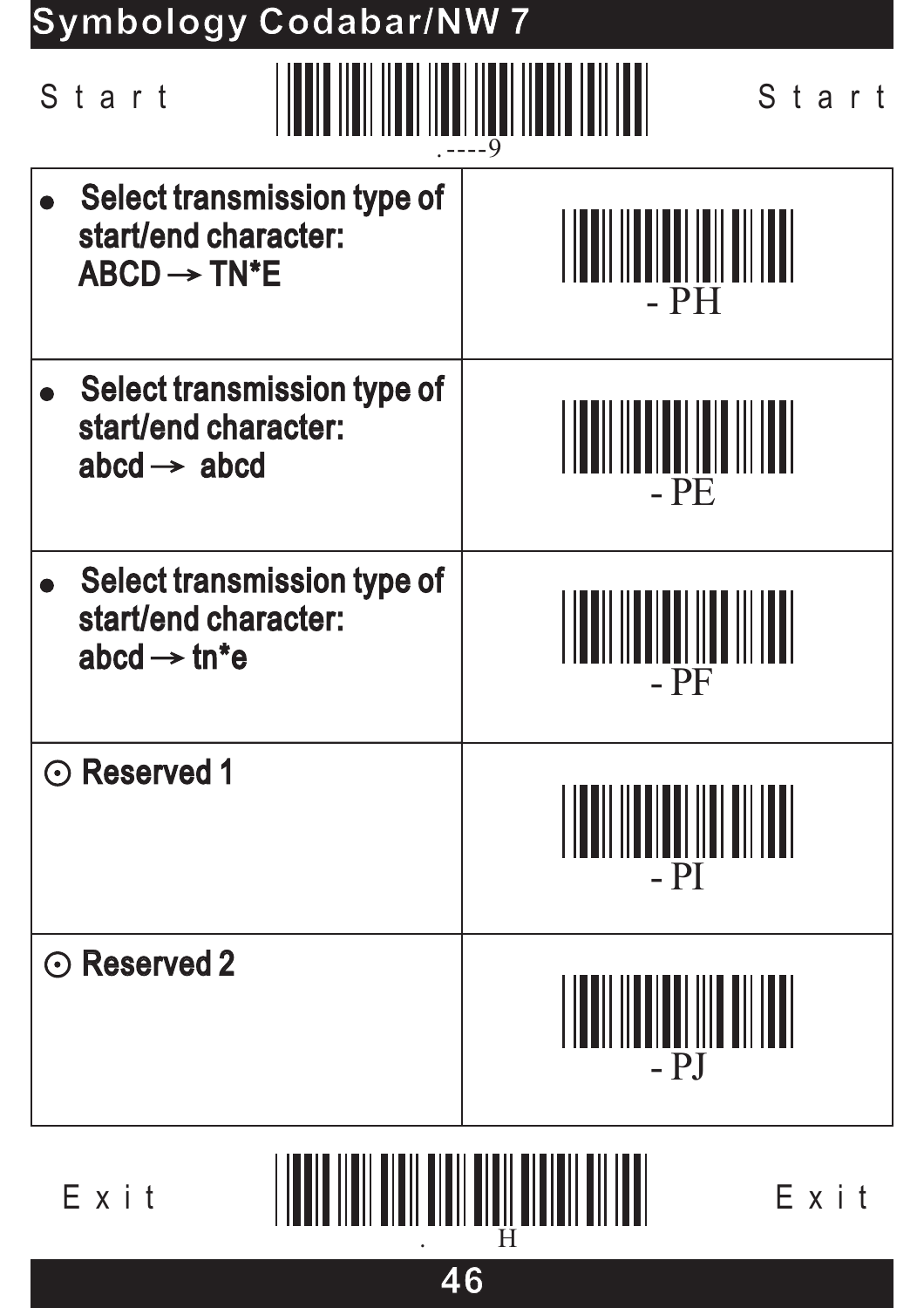# Symbology Codabar/NW 7

Start .----9 Start

| Setting | Code |
|---|---|
| ● **Select transmission type of start/end character: ABCD → TN*E** | - PH |
| ● **Select transmission type of start/end character: abcd → abcd** | - PE |
| ● **Select transmission type of start/end character: abcd → tn*e** | - PF |
| ⊙ **Reserved 1** | - PI |
| ⊙ **Reserved 2** | - PJ |

Exit . H Exit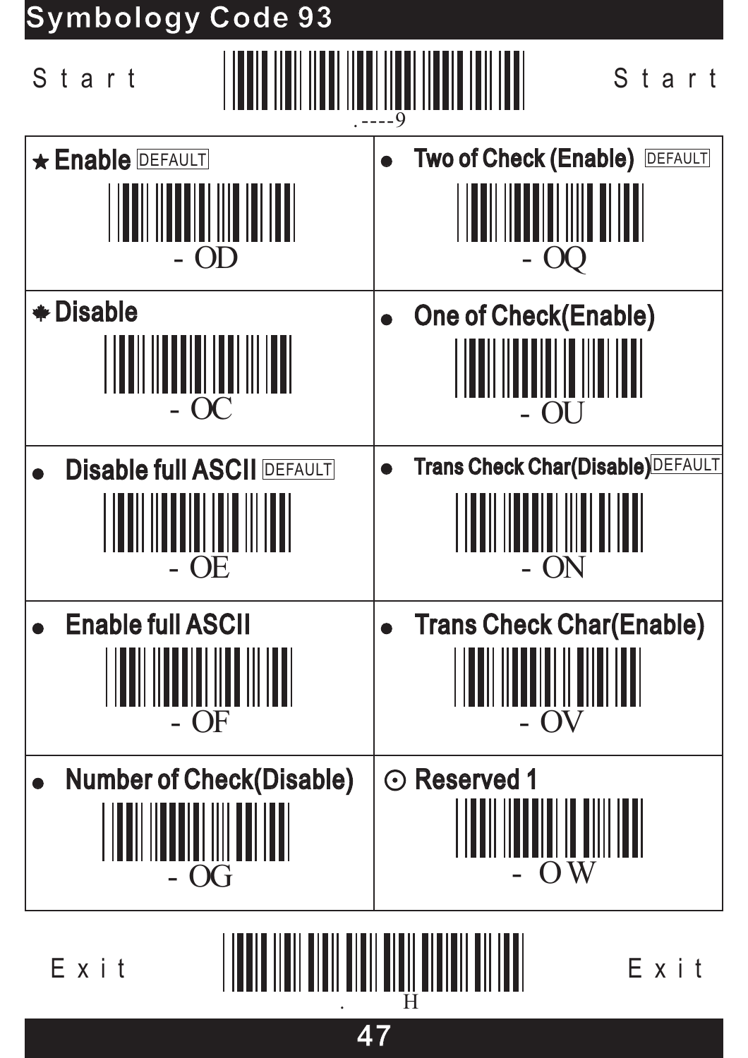# Symbology Code 93

Start .----9 Start

| | |
|---|---|
| ★ **Enable** DEFAULT<br>- OD | ● **Two of Check (Enable)** DEFAULT<br>- OQ |
| ♣ **Disable**<br>- OC | ● **One of Check(Enable)**<br>- OU |
| ● **Disable full ASCII** DEFAULT<br>- OE | ● **Trans Check Char(Disable)** DEFAULT<br>- ON |
| ● **Enable full ASCII**<br>- OF | ● **Trans Check Char(Enable)**<br>- OV |
| ● **Number of Check(Disable)**<br>- OG | ⊙ **Reserved 1**<br>- O W |

Exit . H Exit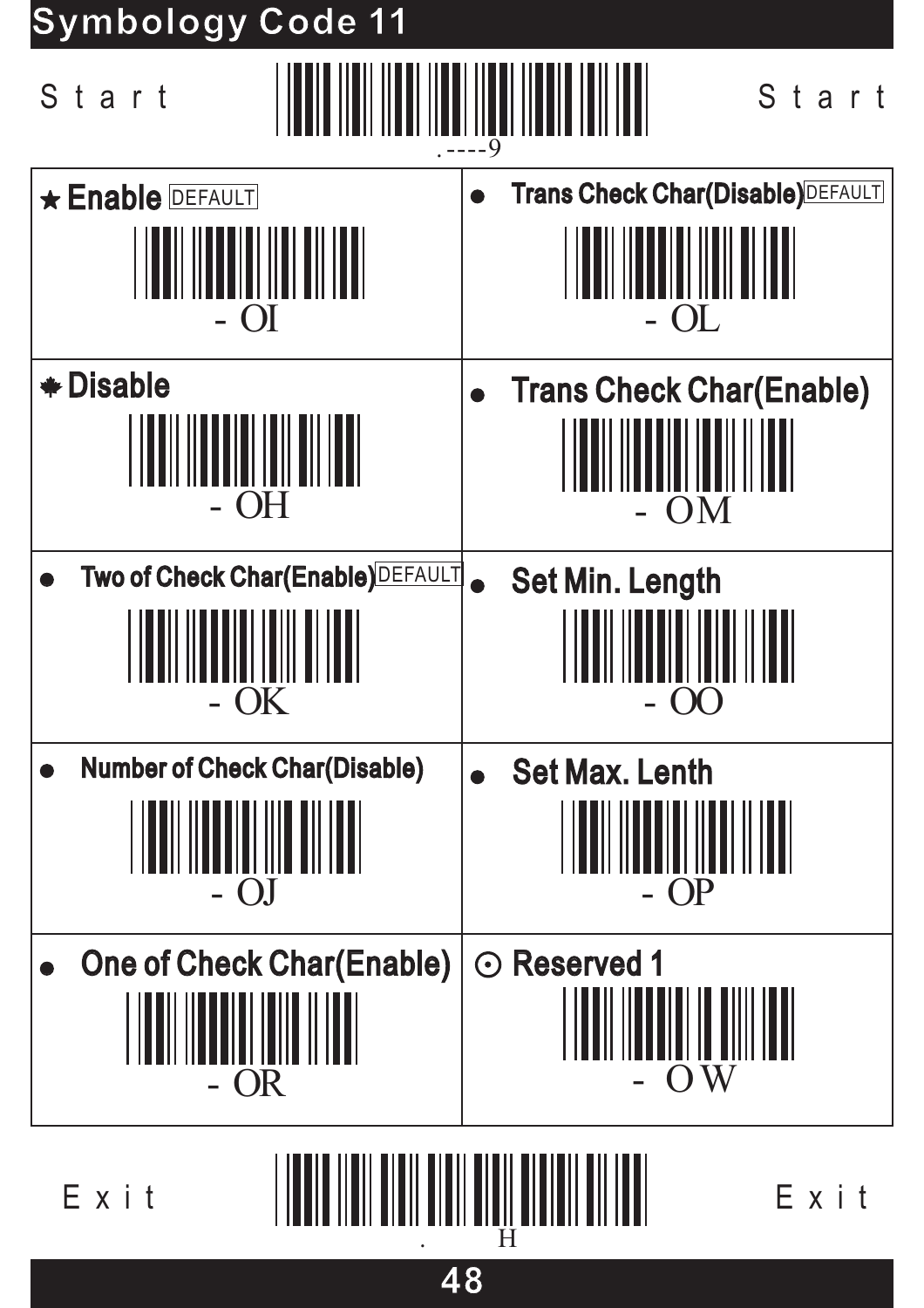# Symbology Code 11

Start .----9 Start

| | |
|---|---|
| ★ Enable DEFAULT<br>- OI | ● Trans Check Char(Disable) DEFAULT<br>- OL |
| ✤ Disable<br>- OH | ● Trans Check Char(Enable)<br>- OM |
| ● Two of Check Char(Enable) DEFAULT<br>- OK | ● Set Min. Length<br>- OO |
| ● Number of Check Char(Disable)<br>- OJ | ● Set Max. Lenth<br>- OP |
| ● One of Check Char(Enable)<br>- OR | ⊙ Reserved 1<br>- OW |

Exit . H Exit